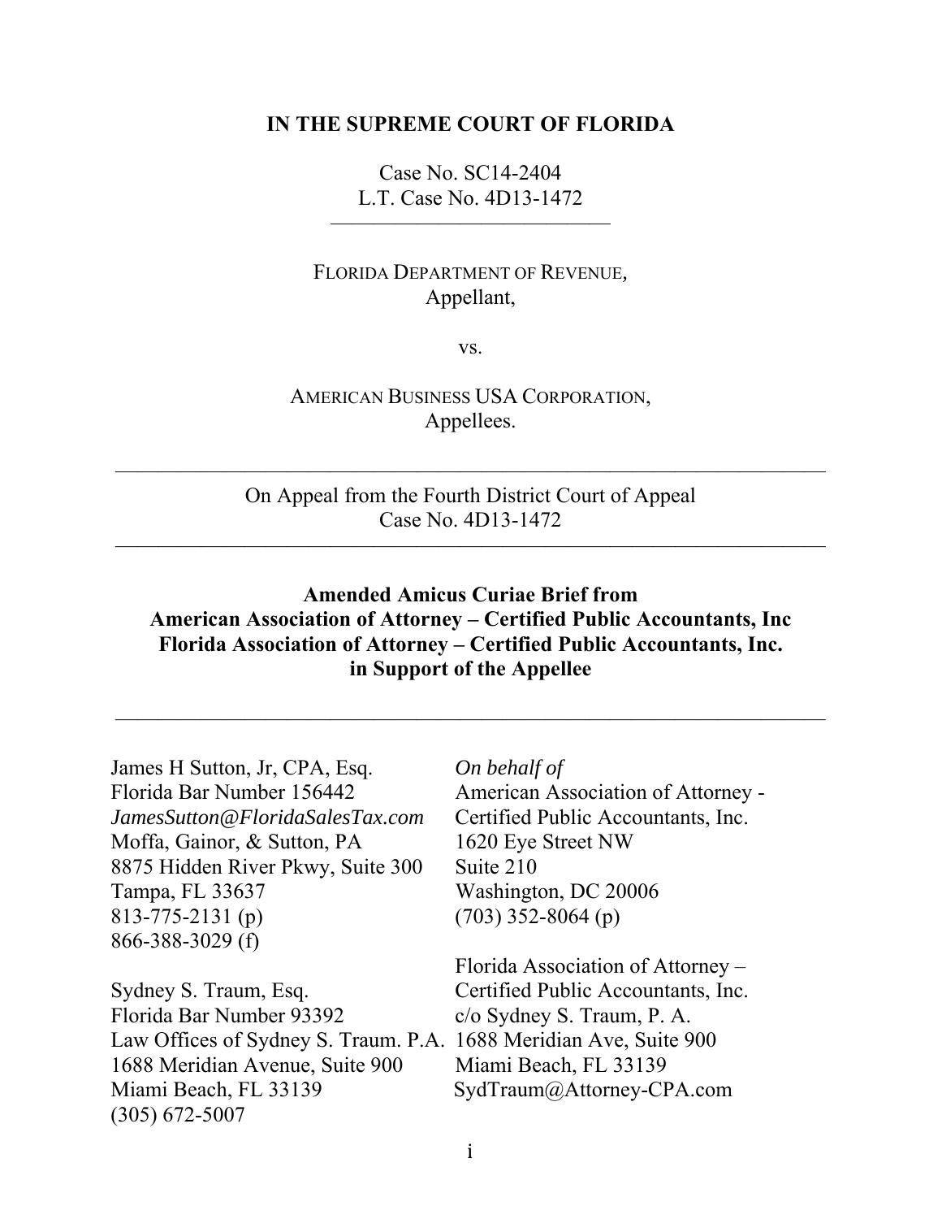**IN THE SUPREME COURT OF FLORIDA**

Case No. SC14-2404
L.T. Case No. 4D13-1472

---

FLORIDA DEPARTMENT OF REVENUE,
Appellant,

vs.

AMERICAN BUSINESS USA CORPORATION,
Appellees.

---

On Appeal from the Fourth District Court of Appeal
Case No. 4D13-1472

---

**Amended Amicus Curiae Brief from**
**American Association of Attorney – Certified Public Accountants, Inc**
**Florida Association of Attorney – Certified Public Accountants, Inc.**
**in Support of the Appellee**

---

James H Sutton, Jr, CPA, Esq.
Florida Bar Number 156442
*JamesSutton@FloridaSalesTax.com*
Moffa, Gainor, & Sutton, PA
8875 Hidden River Pkwy, Suite 300
Tampa, FL 33637
813-775-2131 (p)
866-388-3029 (f)

Sydney S. Traum, Esq.
Florida Bar Number 93392
Law Offices of Sydney S. Traum. P.A.
1688 Meridian Avenue, Suite 900
Miami Beach, FL 33139
(305) 672-5007

*On behalf of*
American Association of Attorney - Certified Public Accountants, Inc.
1620 Eye Street NW
Suite 210
Washington, DC 20006
(703) 352-8064 (p)

Florida Association of Attorney – Certified Public Accountants, Inc.
c/o Sydney S. Traum, P. A.
1688 Meridian Ave, Suite 900
Miami Beach, FL 33139
SydTraum@Attorney-CPA.com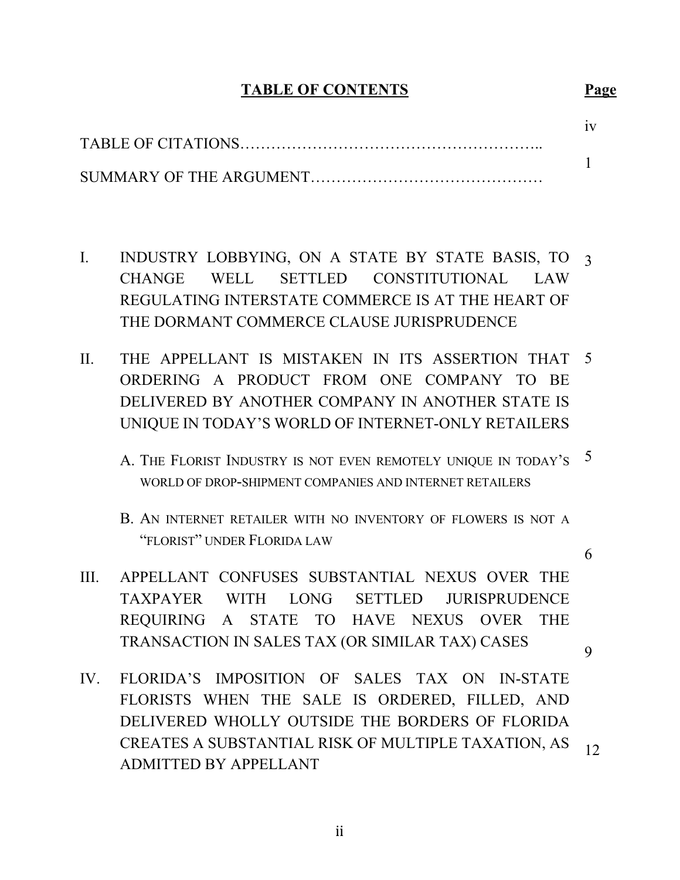**TABLE OF CONTENTS**

| | Page |
|---|---|
| TABLE OF CITATIONS………………………………………………….. | iv |
| SUMMARY OF THE ARGUMENT……………………………………… | 1 |
| I. INDUSTRY LOBBYING, ON A STATE BY STATE BASIS, TO CHANGE WELL SETTLED CONSTITUTIONAL LAW REGULATING INTERSTATE COMMERCE IS AT THE HEART OF THE DORMANT COMMERCE CLAUSE JURISPRUDENCE | 3 |
| II. THE APPELLANT IS MISTAKEN IN ITS ASSERTION THAT ORDERING A PRODUCT FROM ONE COMPANY TO BE DELIVERED BY ANOTHER COMPANY IN ANOTHER STATE IS UNIQUE IN TODAY'S WORLD OF INTERNET-ONLY RETAILERS | 5 |
| A. THE FLORIST INDUSTRY IS NOT EVEN REMOTELY UNIQUE IN TODAY'S WORLD OF DROP-SHIPMENT COMPANIES AND INTERNET RETAILERS | 5 |
| B. AN INTERNET RETAILER WITH NO INVENTORY OF FLOWERS IS NOT A "FLORIST" UNDER FLORIDA LAW | 6 |
| III. APPELLANT CONFUSES SUBSTANTIAL NEXUS OVER THE TAXPAYER WITH LONG SETTLED JURISPRUDENCE REQUIRING A STATE TO HAVE NEXUS OVER THE TRANSACTION IN SALES TAX (OR SIMILAR TAX) CASES | 9 |
| IV. FLORIDA'S IMPOSITION OF SALES TAX ON IN-STATE FLORISTS WHEN THE SALE IS ORDERED, FILLED, AND DELIVERED WHOLLY OUTSIDE THE BORDERS OF FLORIDA CREATES A SUBSTANTIAL RISK OF MULTIPLE TAXATION, AS ADMITTED BY APPELLANT | 12 |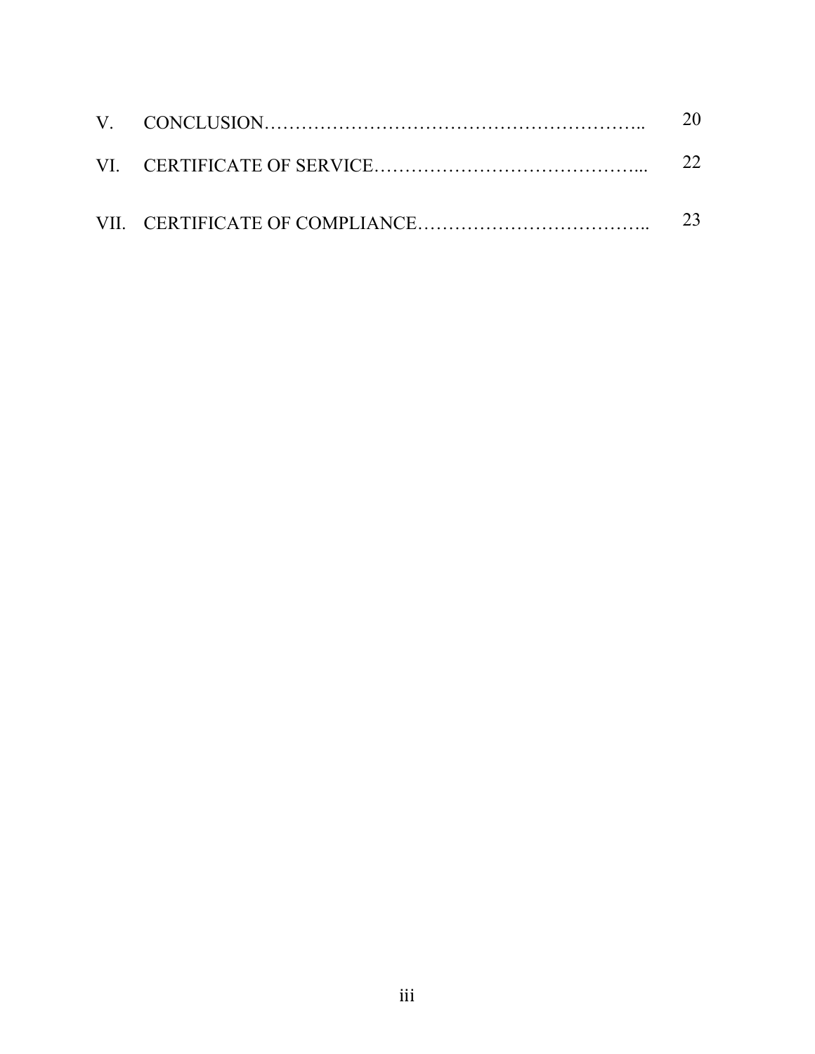| | | |
|---|---|---|
| V. | CONCLUSION……………………………………………………….. | 20 |
| VI. | CERTIFICATE OF SERVICE…………………………………….... | 22 |
| VII. | CERTIFICATE OF COMPLIANCE……………………………….. | 23 |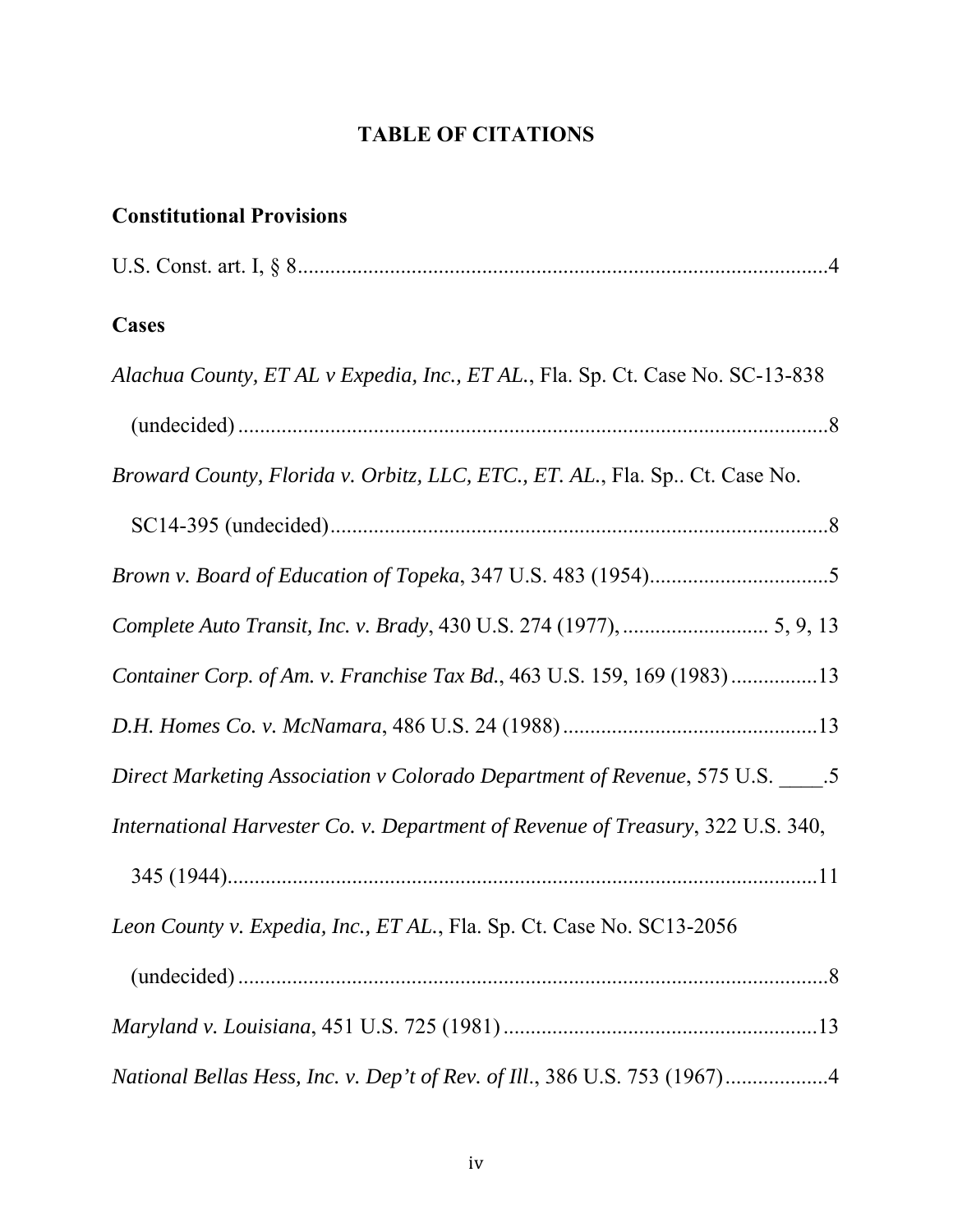## TABLE OF CITATIONS

### Constitutional Provisions

U.S. Const. art. I, § 8 ....................................................................................4

### Cases

*Alachua County, ET AL v Expedia, Inc., ET AL.*, Fla. Sp. Ct. Case No. SC-13-838 (undecided) ....................................................................................8

*Broward County, Florida v. Orbitz, LLC, ETC., ET. AL.*, Fla. Sp.. Ct. Case No. SC14-395 (undecided) ....................................................................................8

*Brown v. Board of Education of Topeka*, 347 U.S. 483 (1954) ..................................5

*Complete Auto Transit, Inc. v. Brady*, 430 U.S. 274 (1977), ........................... 5, 9, 13

*Container Corp. of Am. v. Franchise Tax Bd.*, 463 U.S. 159, 169 (1983) ................13

*D.H. Homes Co. v. McNamara*, 486 U.S. 24 (1988) ...............................................13

*Direct Marketing Association v Colorado Department of Revenue*, 575 U.S. ____.5

*International Harvester Co. v. Department of Revenue of Treasury*, 322 U.S. 340, 345 (1944) ....................................................................................11

*Leon County v. Expedia, Inc., ET AL.*, Fla. Sp. Ct. Case No. SC13-2056 (undecided) ....................................................................................8

*Maryland v. Louisiana*, 451 U.S. 725 (1981) ..........................................................13

*National Bellas Hess, Inc. v. Dep't of Rev. of Ill.*, 386 U.S. 753 (1967) ...................4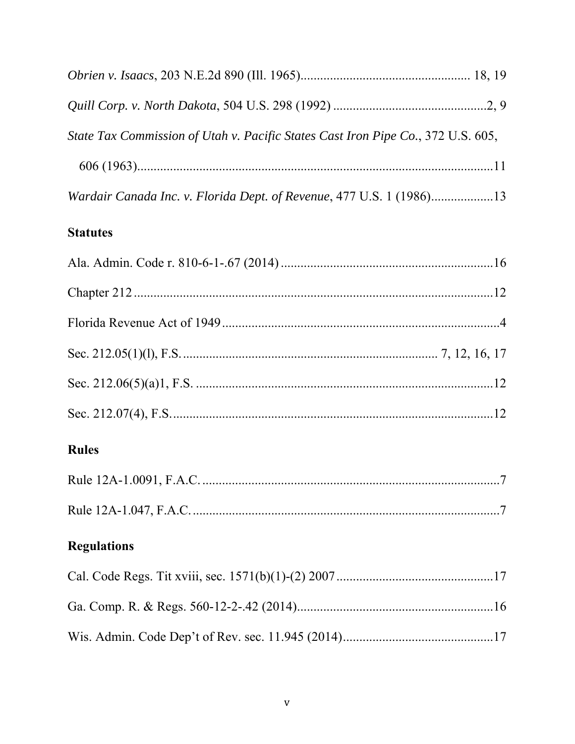*Obrien v. Isaacs*, 203 N.E.2d 890 (Ill. 1965)................................................... 18, 19

*Quill Corp. v. North Dakota*, 504 U.S. 298 (1992) ..............................................2, 9

*State Tax Commission of Utah v. Pacific States Cast Iron Pipe Co.*, 372 U.S. 605, 606 (1963)..........................................................................................................11

*Wardair Canada Inc. v. Florida Dept. of Revenue*, 477 U.S. 1 (1986)..................13

**Statutes**

Ala. Admin. Code r. 810-6-1-.67 (2014) ................................................................16

Chapter 212 .............................................................................................................12

Florida Revenue Act of 1949 ....................................................................................4

Sec. 212.05(1)(l), F.S. ............................................................................. 7, 12, 16, 17

Sec. 212.06(5)(a)1, F.S. ..........................................................................................12

Sec. 212.07(4), F.S..................................................................................................12

**Rules**

Rule 12A-1.0091, F.A.C. ..........................................................................................7

Rule 12A-1.047, F.A.C. .............................................................................................7

**Regulations**

Cal. Code Regs. Tit xviii, sec. 1571(b)(1)-(2) 2007 ...............................................17

Ga. Comp. R. & Regs. 560-12-2-.42 (2014)............................................................16

Wis. Admin. Code Dep't of Rev. sec. 11.945 (2014)..............................................17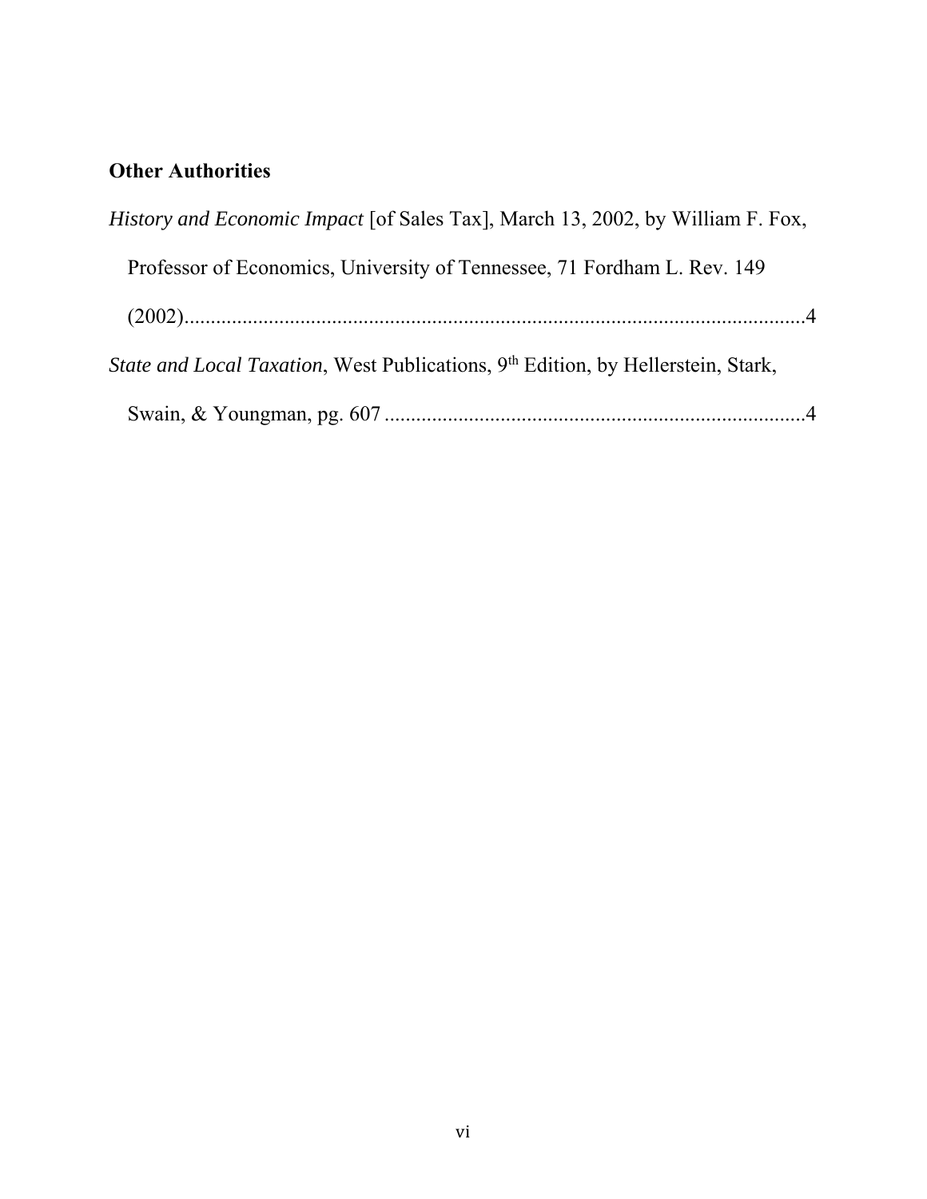## Other Authorities

*History and Economic Impact* [of Sales Tax], March 13, 2002, by William F. Fox, Professor of Economics, University of Tennessee, 71 Fordham L. Rev. 149 (2002)..........................................................................................................4

*State and Local Taxation*, West Publications, 9th Edition, by Hellerstein, Stark, Swain, & Youngman, pg. 607 ..............................................................................4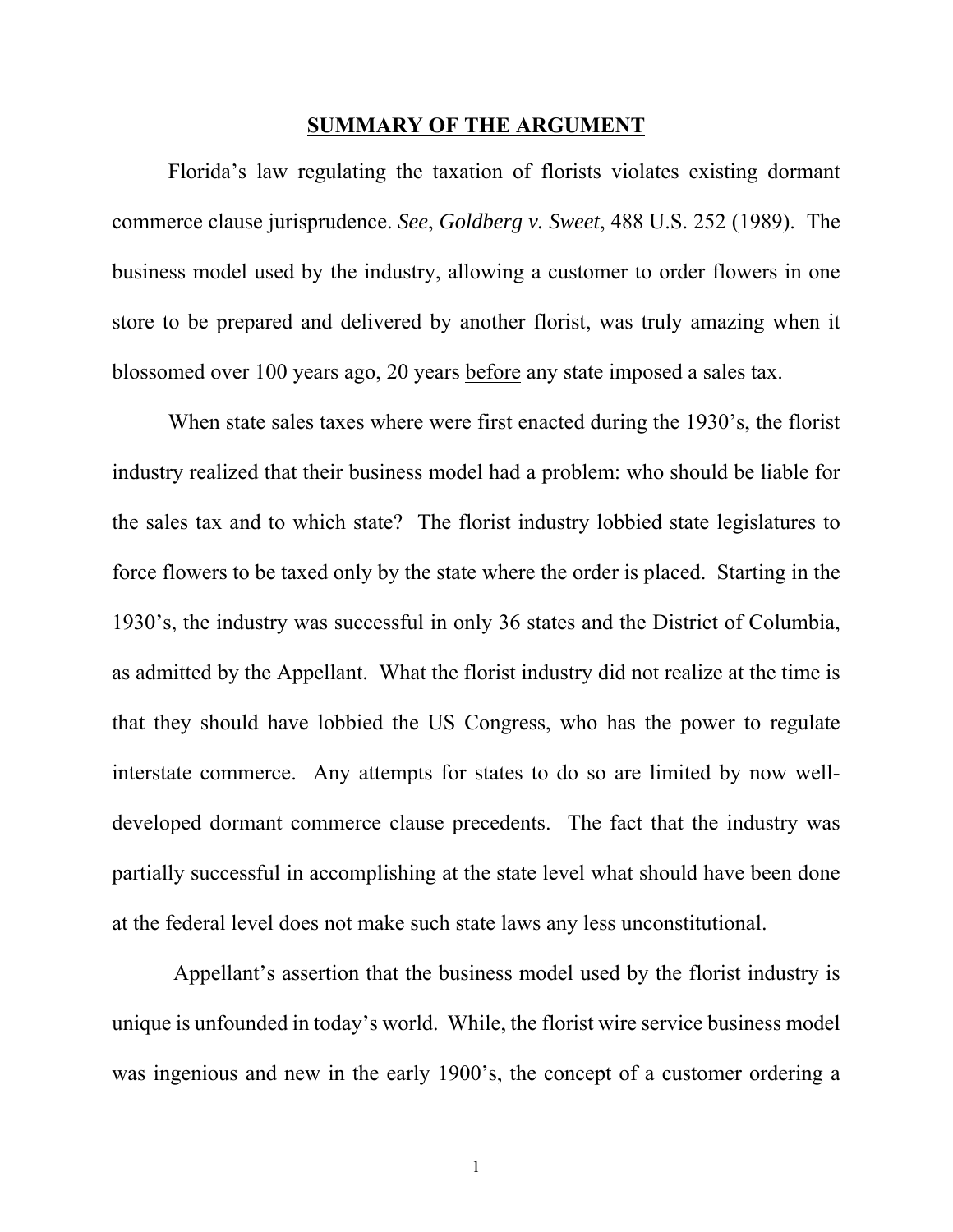**SUMMARY OF THE ARGUMENT**

Florida's law regulating the taxation of florists violates existing dormant commerce clause jurisprudence. *See*, *Goldberg v. Sweet*, 488 U.S. 252 (1989). The business model used by the industry, allowing a customer to order flowers in one store to be prepared and delivered by another florist, was truly amazing when it blossomed over 100 years ago, 20 years before any state imposed a sales tax.

When state sales taxes where were first enacted during the 1930's, the florist industry realized that their business model had a problem: who should be liable for the sales tax and to which state? The florist industry lobbied state legislatures to force flowers to be taxed only by the state where the order is placed. Starting in the 1930's, the industry was successful in only 36 states and the District of Columbia, as admitted by the Appellant. What the florist industry did not realize at the time is that they should have lobbied the US Congress, who has the power to regulate interstate commerce. Any attempts for states to do so are limited by now well-developed dormant commerce clause precedents. The fact that the industry was partially successful in accomplishing at the state level what should have been done at the federal level does not make such state laws any less unconstitutional.

Appellant's assertion that the business model used by the florist industry is unique is unfounded in today's world. While, the florist wire service business model was ingenious and new in the early 1900's, the concept of a customer ordering a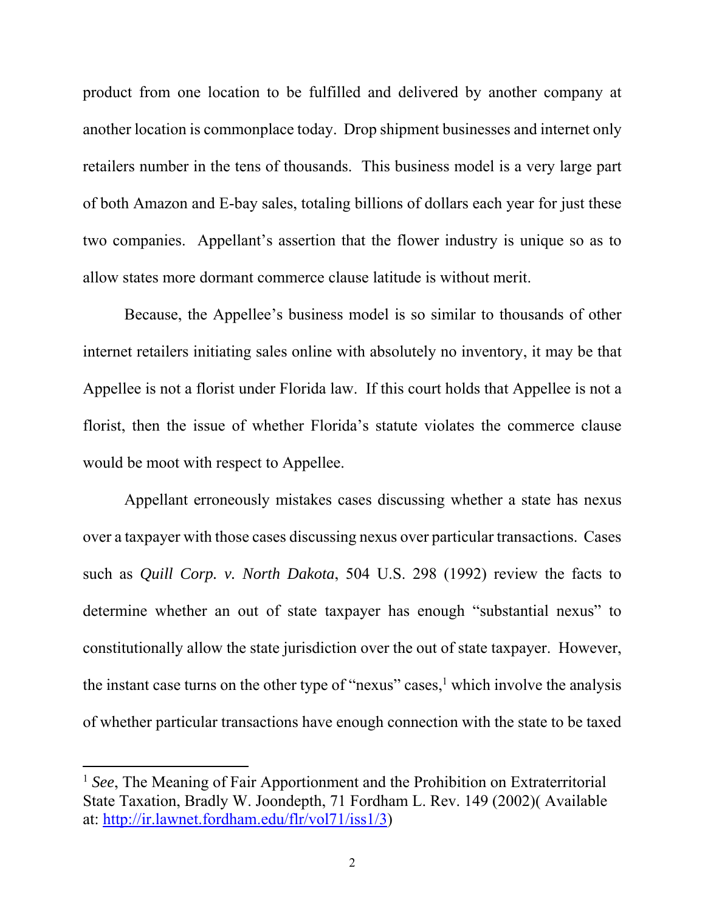product from one location to be fulfilled and delivered by another company at another location is commonplace today. Drop shipment businesses and internet only retailers number in the tens of thousands. This business model is a very large part of both Amazon and E-bay sales, totaling billions of dollars each year for just these two companies. Appellant's assertion that the flower industry is unique so as to allow states more dormant commerce clause latitude is without merit.

Because, the Appellee's business model is so similar to thousands of other internet retailers initiating sales online with absolutely no inventory, it may be that Appellee is not a florist under Florida law. If this court holds that Appellee is not a florist, then the issue of whether Florida's statute violates the commerce clause would be moot with respect to Appellee.

Appellant erroneously mistakes cases discussing whether a state has nexus over a taxpayer with those cases discussing nexus over particular transactions. Cases such as *Quill Corp. v. North Dakota*, 504 U.S. 298 (1992) review the facts to determine whether an out of state taxpayer has enough "substantial nexus" to constitutionally allow the state jurisdiction over the out of state taxpayer. However, the instant case turns on the other type of "nexus" cases,[1] which involve the analysis of whether particular transactions have enough connection with the state to be taxed

[1] *See*, The Meaning of Fair Apportionment and the Prohibition on Extraterritorial State Taxation, Bradly W. Joondepth, 71 Fordham L. Rev. 149 (2002)( Available at: http://ir.lawnet.fordham.edu/flr/vol71/iss1/3)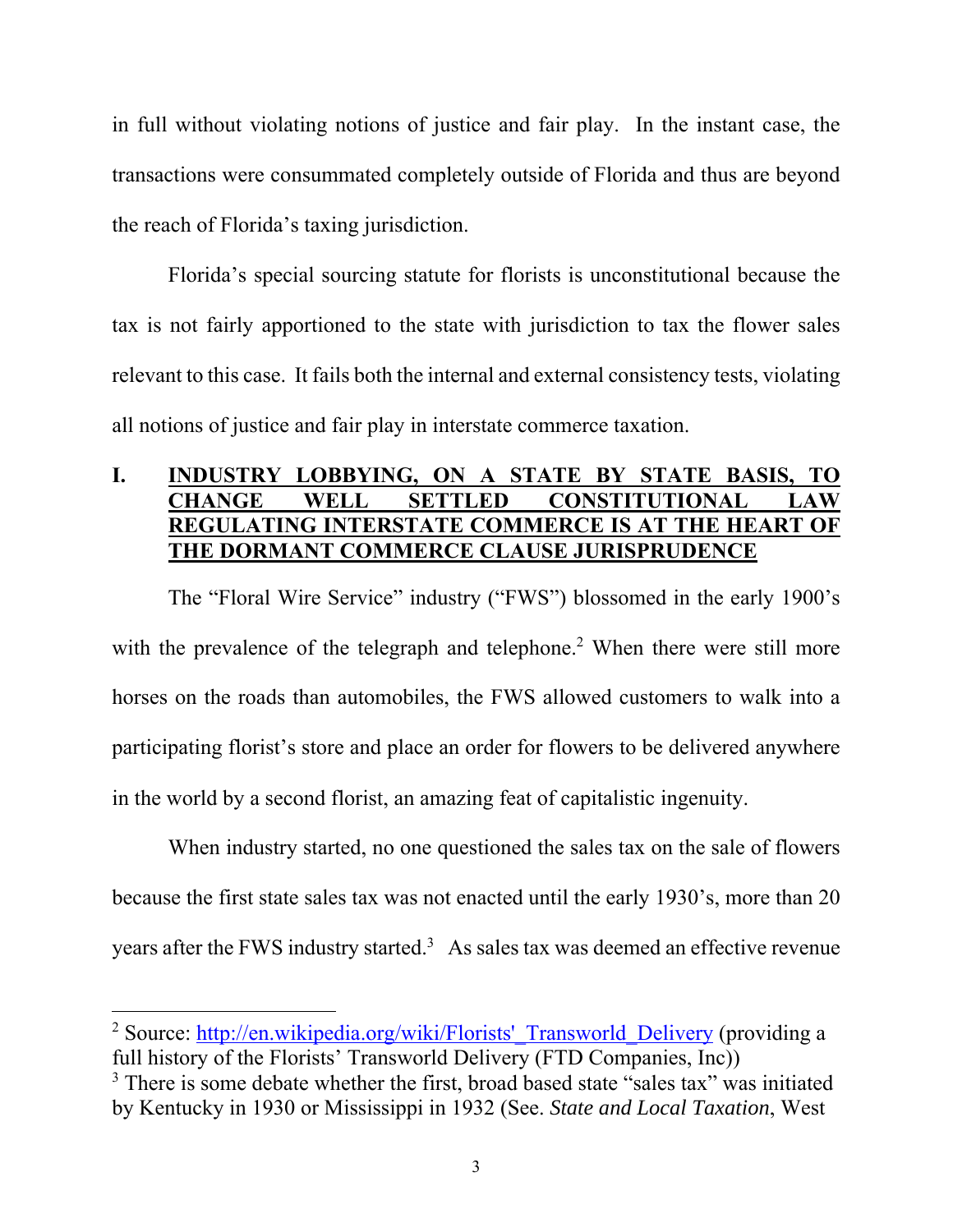in full without violating notions of justice and fair play. In the instant case, the transactions were consummated completely outside of Florida and thus are beyond the reach of Florida's taxing jurisdiction.

Florida's special sourcing statute for florists is unconstitutional because the tax is not fairly apportioned to the state with jurisdiction to tax the flower sales relevant to this case. It fails both the internal and external consistency tests, violating all notions of justice and fair play in interstate commerce taxation.

## I. <u>INDUSTRY LOBBYING, ON A STATE BY STATE BASIS, TO CHANGE WELL SETTLED CONSTITUTIONAL LAW REGULATING INTERSTATE COMMERCE IS AT THE HEART OF THE DORMANT COMMERCE CLAUSE JURISPRUDENCE</u>

The "Floral Wire Service" industry ("FWS") blossomed in the early 1900's with the prevalence of the telegraph and telephone.[2] When there were still more horses on the roads than automobiles, the FWS allowed customers to walk into a participating florist's store and place an order for flowers to be delivered anywhere in the world by a second florist, an amazing feat of capitalistic ingenuity.

When industry started, no one questioned the sales tax on the sale of flowers because the first state sales tax was not enacted until the early 1930's, more than 20 years after the FWS industry started.[3] As sales tax was deemed an effective revenue

---

[2] Source: [http://en.wikipedia.org/wiki/Florists'_Transworld_Delivery](http://en.wikipedia.org/wiki/Florists'_Transworld_Delivery) (providing a full history of the Florists' Transworld Delivery (FTD Companies, Inc))

[3] There is some debate whether the first, broad based state "sales tax" was initiated by Kentucky in 1930 or Mississippi in 1932 (See. *State and Local Taxation*, West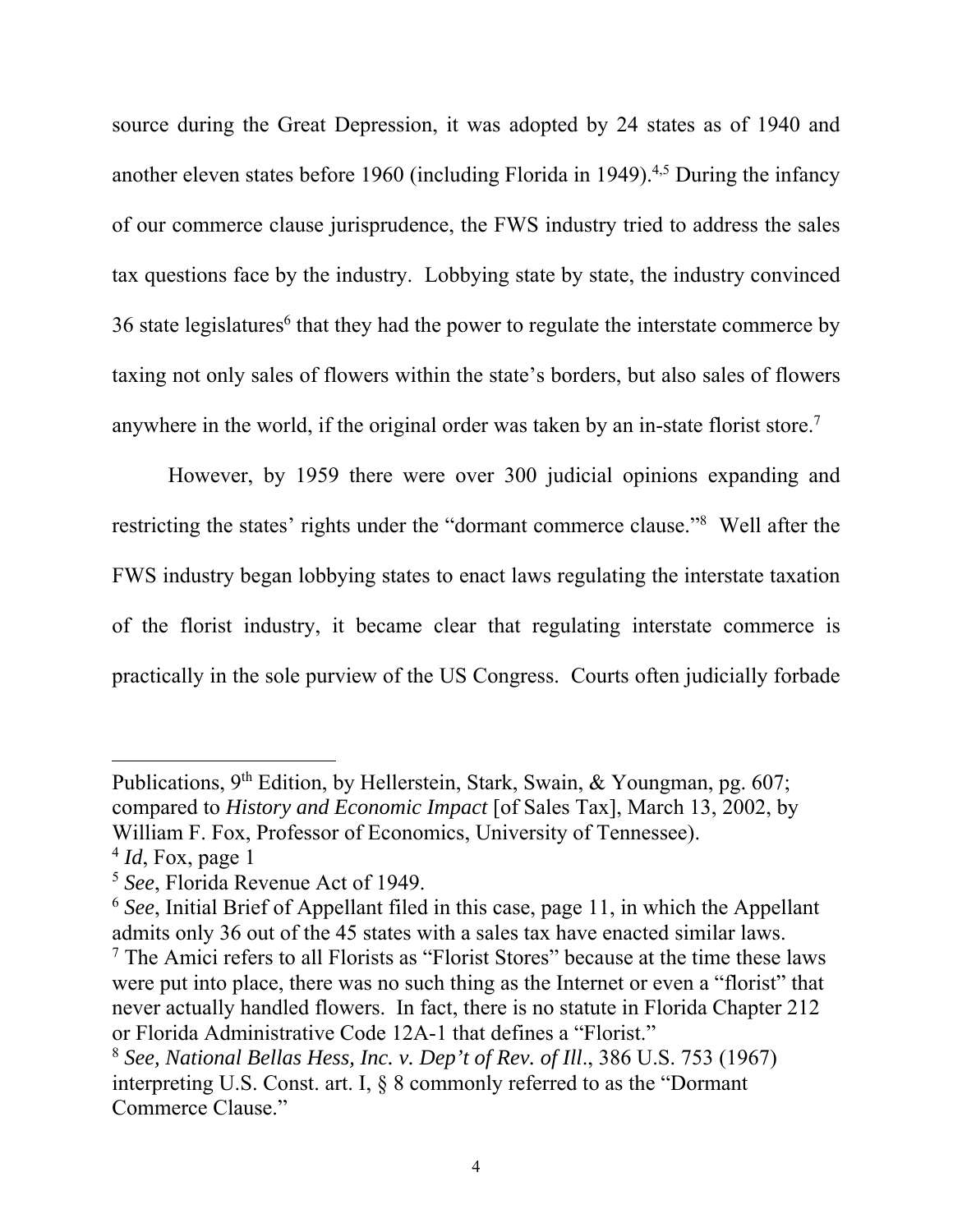source during the Great Depression, it was adopted by 24 states as of 1940 and another eleven states before 1960 (including Florida in 1949).[4,5] During the infancy of our commerce clause jurisprudence, the FWS industry tried to address the sales tax questions face by the industry. Lobbying state by state, the industry convinced 36 state legislatures[6] that they had the power to regulate the interstate commerce by taxing not only sales of flowers within the state's borders, but also sales of flowers anywhere in the world, if the original order was taken by an in-state florist store.[7]

However, by 1959 there were over 300 judicial opinions expanding and restricting the states' rights under the "dormant commerce clause."[8] Well after the FWS industry began lobbying states to enact laws regulating the interstate taxation of the florist industry, it became clear that regulating interstate commerce is practically in the sole purview of the US Congress. Courts often judicially forbade

---

Publications, 9th Edition, by Hellerstein, Stark, Swain, & Youngman, pg. 607; compared to *History and Economic Impact* [of Sales Tax], March 13, 2002, by William F. Fox, Professor of Economics, University of Tennessee).

[4] *Id*, Fox, page 1

[5] *See*, Florida Revenue Act of 1949.

[6] *See*, Initial Brief of Appellant filed in this case, page 11, in which the Appellant admits only 36 out of the 45 states with a sales tax have enacted similar laws.

[7] The Amici refers to all Florists as "Florist Stores" because at the time these laws were put into place, there was no such thing as the Internet or even a "florist" that never actually handled flowers. In fact, there is no statute in Florida Chapter 212 or Florida Administrative Code 12A-1 that defines a "Florist."

[8] *See, National Bellas Hess, Inc. v. Dep't of Rev. of Ill*., 386 U.S. 753 (1967) interpreting U.S. Const. art. I, § 8 commonly referred to as the "Dormant Commerce Clause."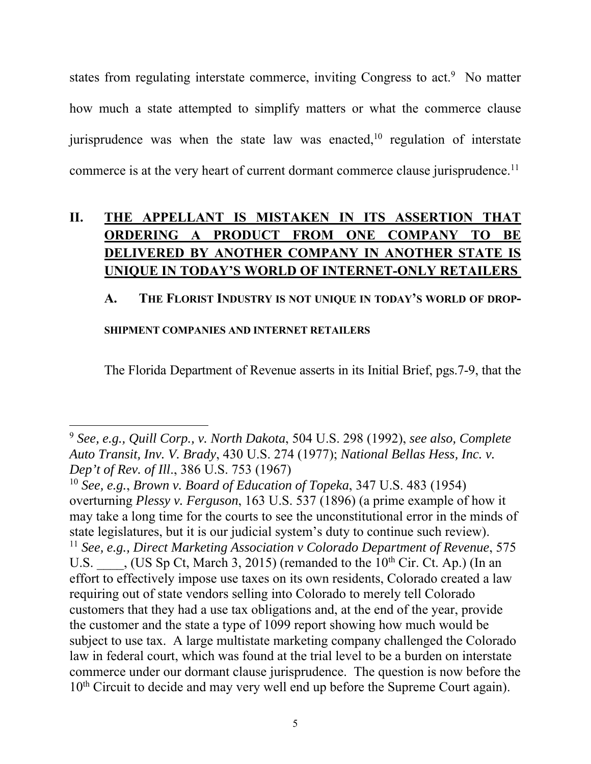states from regulating interstate commerce, inviting Congress to act.[9] No matter how much a state attempted to simplify matters or what the commerce clause jurisprudence was when the state law was enacted,[10] regulation of interstate commerce is at the very heart of current dormant commerce clause jurisprudence.[11]

## II. <u>THE APPELLANT IS MISTAKEN IN ITS ASSERTION THAT ORDERING A PRODUCT FROM ONE COMPANY TO BE DELIVERED BY ANOTHER COMPANY IN ANOTHER STATE IS UNIQUE IN TODAY'S WORLD OF INTERNET-ONLY RETAILERS</u>

### A. THE FLORIST INDUSTRY IS NOT UNIQUE IN TODAY'S WORLD OF DROP-SHIPMENT COMPANIES AND INTERNET RETAILERS

The Florida Department of Revenue asserts in its Initial Brief, pgs.7-9, that the

---

[9] *See, e.g., Quill Corp., v. North Dakota*, 504 U.S. 298 (1992), *see also, Complete Auto Transit, Inv. V. Brady*, 430 U.S. 274 (1977); *National Bellas Hess, Inc. v. Dep't of Rev. of Ill*., 386 U.S. 753 (1967)

[10] *See, e.g.*, *Brown v. Board of Education of Topeka*, 347 U.S. 483 (1954) overturning *Plessy v. Ferguson*, 163 U.S. 537 (1896) (a prime example of how it may take a long time for the courts to see the unconstitutional error in the minds of state legislatures, but it is our judicial system's duty to continue such review).

[11] *See, e.g., Direct Marketing Association v Colorado Department of Revenue*, 575 U.S. ____, (US Sp Ct, March 3, 2015) (remanded to the 10th Cir. Ct. Ap.) (In an effort to effectively impose use taxes on its own residents, Colorado created a law requiring out of state vendors selling into Colorado to merely tell Colorado customers that they had a use tax obligations and, at the end of the year, provide the customer and the state a type of 1099 report showing how much would be subject to use tax. A large multistate marketing company challenged the Colorado law in federal court, which was found at the trial level to be a burden on interstate commerce under our dormant clause jurisprudence. The question is now before the 10th Circuit to decide and may very well end up before the Supreme Court again).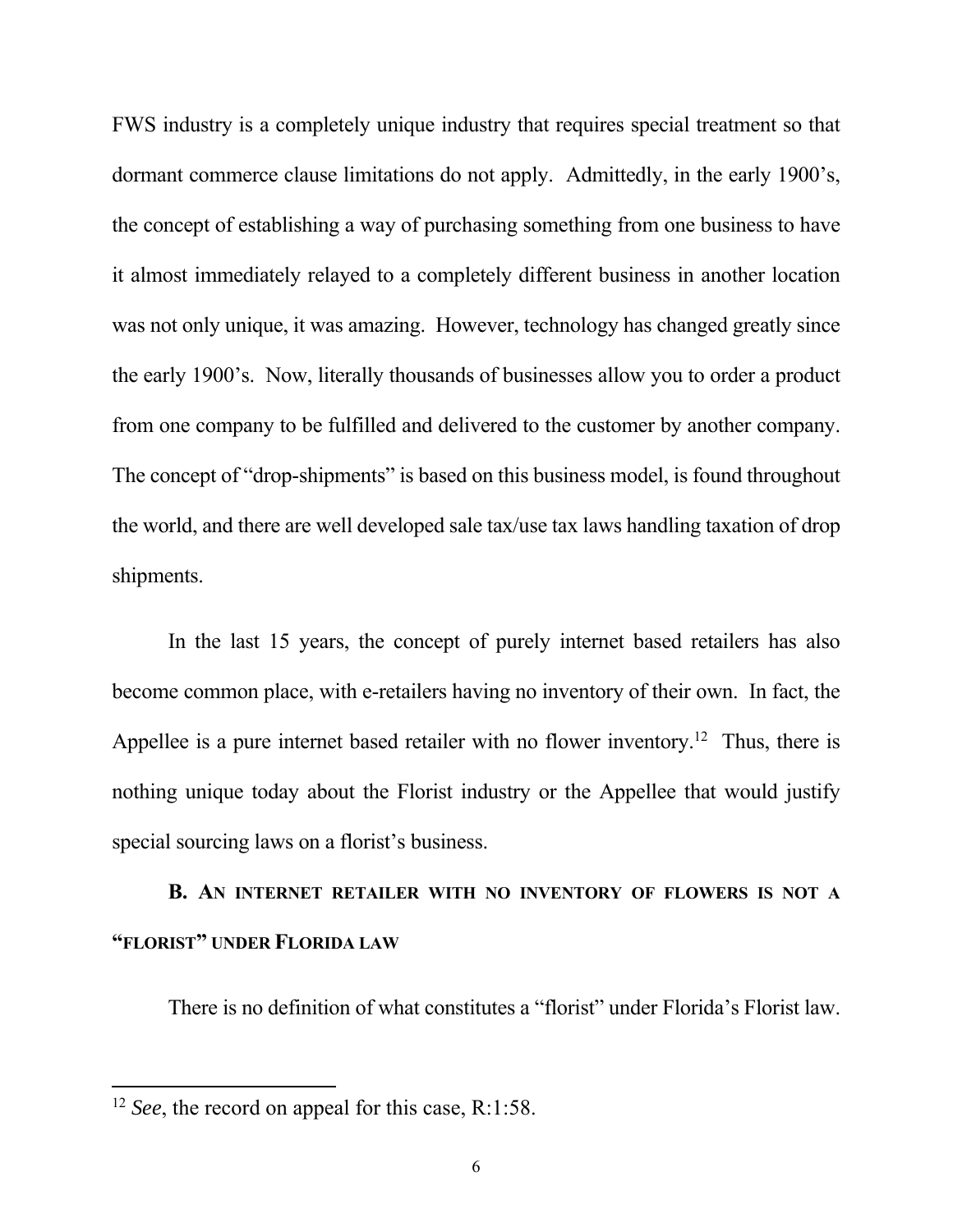FWS industry is a completely unique industry that requires special treatment so that dormant commerce clause limitations do not apply. Admittedly, in the early 1900's, the concept of establishing a way of purchasing something from one business to have it almost immediately relayed to a completely different business in another location was not only unique, it was amazing. However, technology has changed greatly since the early 1900's. Now, literally thousands of businesses allow you to order a product from one company to be fulfilled and delivered to the customer by another company. The concept of "drop-shipments" is based on this business model, is found throughout the world, and there are well developed sale tax/use tax laws handling taxation of drop shipments.

In the last 15 years, the concept of purely internet based retailers has also become common place, with e-retailers having no inventory of their own. In fact, the Appellee is a pure internet based retailer with no flower inventory.[12] Thus, there is nothing unique today about the Florist industry or the Appellee that would justify special sourcing laws on a florist's business.

### B. AN INTERNET RETAILER WITH NO INVENTORY OF FLOWERS IS NOT A "FLORIST" UNDER FLORIDA LAW

There is no definition of what constitutes a "florist" under Florida's Florist law.

---

[12] *See*, the record on appeal for this case, R:1:58.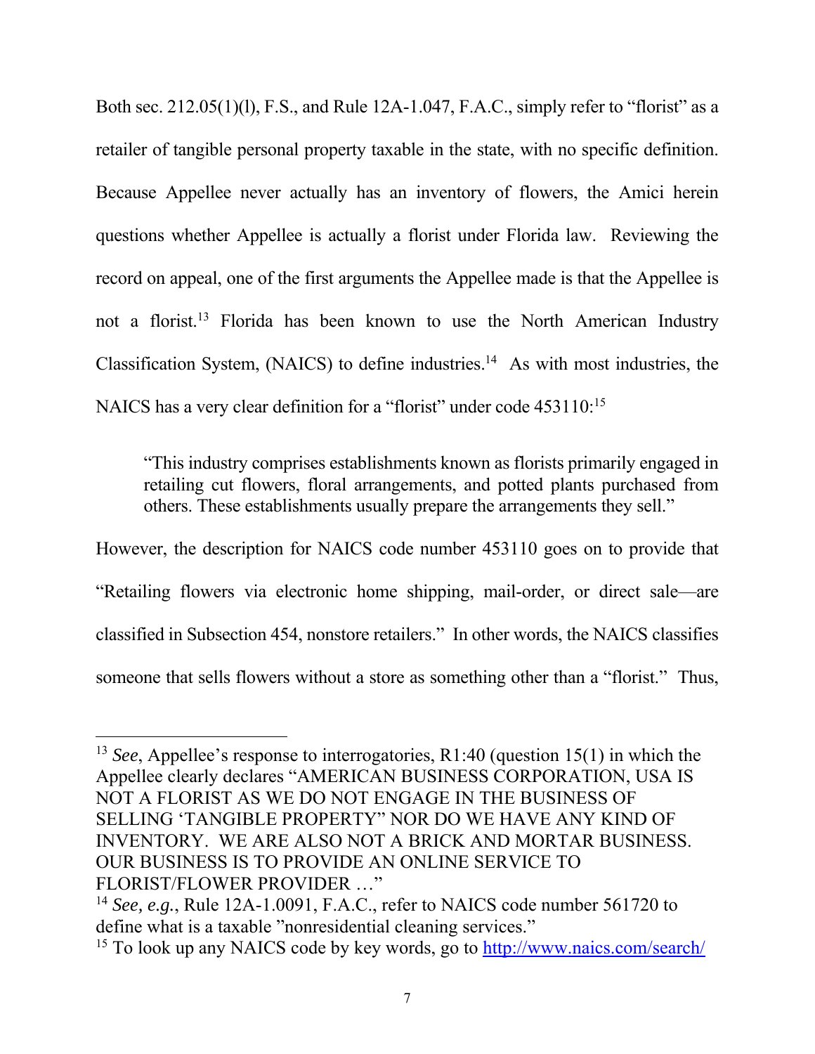Both sec. 212.05(1)(l), F.S., and Rule 12A-1.047, F.A.C., simply refer to "florist" as a retailer of tangible personal property taxable in the state, with no specific definition. Because Appellee never actually has an inventory of flowers, the Amici herein questions whether Appellee is actually a florist under Florida law. Reviewing the record on appeal, one of the first arguments the Appellee made is that the Appellee is not a florist.[13] Florida has been known to use the North American Industry Classification System, (NAICS) to define industries.[14] As with most industries, the NAICS has a very clear definition for a "florist" under code 453110:[15]

> "This industry comprises establishments known as florists primarily engaged in retailing cut flowers, floral arrangements, and potted plants purchased from others. These establishments usually prepare the arrangements they sell."

However, the description for NAICS code number 453110 goes on to provide that "Retailing flowers via electronic home shipping, mail-order, or direct sale—are classified in Subsection 454, nonstore retailers." In other words, the NAICS classifies someone that sells flowers without a store as something other than a "florist." Thus,

---

[13] *See*, Appellee's response to interrogatories, R1:40 (question 15(1) in which the Appellee clearly declares "AMERICAN BUSINESS CORPORATION, USA IS NOT A FLORIST AS WE DO NOT ENGAGE IN THE BUSINESS OF SELLING 'TANGIBLE PROPERTY" NOR DO WE HAVE ANY KIND OF INVENTORY. WE ARE ALSO NOT A BRICK AND MORTAR BUSINESS. OUR BUSINESS IS TO PROVIDE AN ONLINE SERVICE TO FLORIST/FLOWER PROVIDER …"

[14] *See, e.g.*, Rule 12A-1.0091, F.A.C., refer to NAICS code number 561720 to define what is a taxable "nonresidential cleaning services."

[15] To look up any NAICS code by key words, go to http://www.naics.com/search/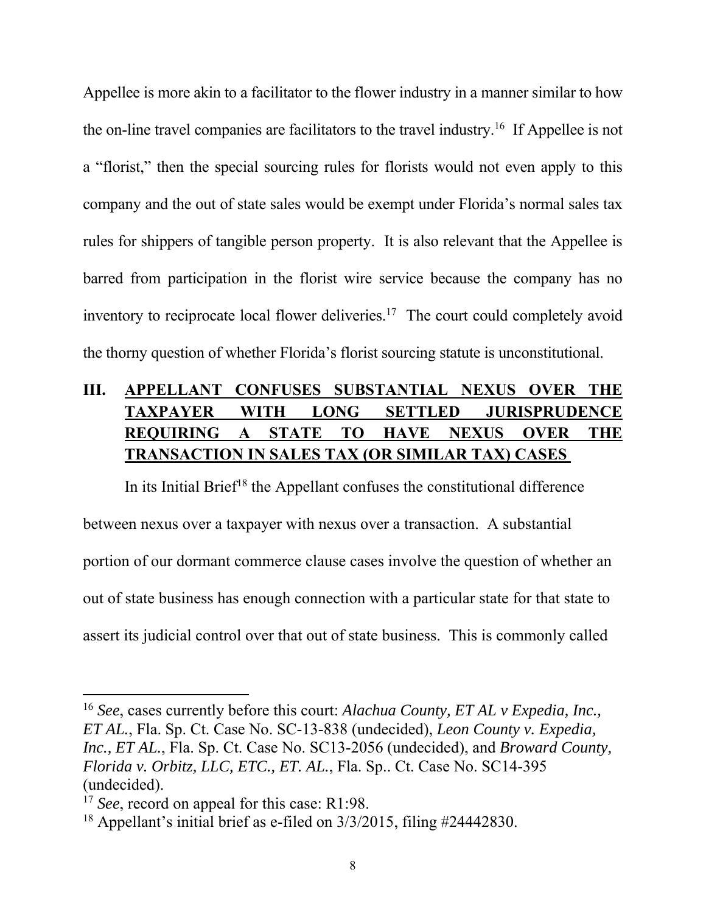Appellee is more akin to a facilitator to the flower industry in a manner similar to how the on-line travel companies are facilitators to the travel industry.[16] If Appellee is not a "florist," then the special sourcing rules for florists would not even apply to this company and the out of state sales would be exempt under Florida's normal sales tax rules for shippers of tangible person property. It is also relevant that the Appellee is barred from participation in the florist wire service because the company has no inventory to reciprocate local flower deliveries.[17] The court could completely avoid the thorny question of whether Florida's florist sourcing statute is unconstitutional.

## III. APPELLANT CONFUSES SUBSTANTIAL NEXUS OVER THE TAXPAYER WITH LONG SETTLED JURISPRUDENCE REQUIRING A STATE TO HAVE NEXUS OVER THE TRANSACTION IN SALES TAX (OR SIMILAR TAX) CASES

In its Initial Brief[18] the Appellant confuses the constitutional difference between nexus over a taxpayer with nexus over a transaction. A substantial portion of our dormant commerce clause cases involve the question of whether an out of state business has enough connection with a particular state for that state to assert its judicial control over that out of state business. This is commonly called

---

[16] *See*, cases currently before this court: *Alachua County, ET AL v Expedia, Inc., ET AL.*, Fla. Sp. Ct. Case No. SC-13-838 (undecided), *Leon County v. Expedia, Inc., ET AL.*, Fla. Sp. Ct. Case No. SC13-2056 (undecided), and *Broward County, Florida v. Orbitz, LLC, ETC., ET. AL.*, Fla. Sp.. Ct. Case No. SC14-395 (undecided).

[17] *See*, record on appeal for this case: R1:98.

[18] Appellant's initial brief as e-filed on 3/3/2015, filing #24442830.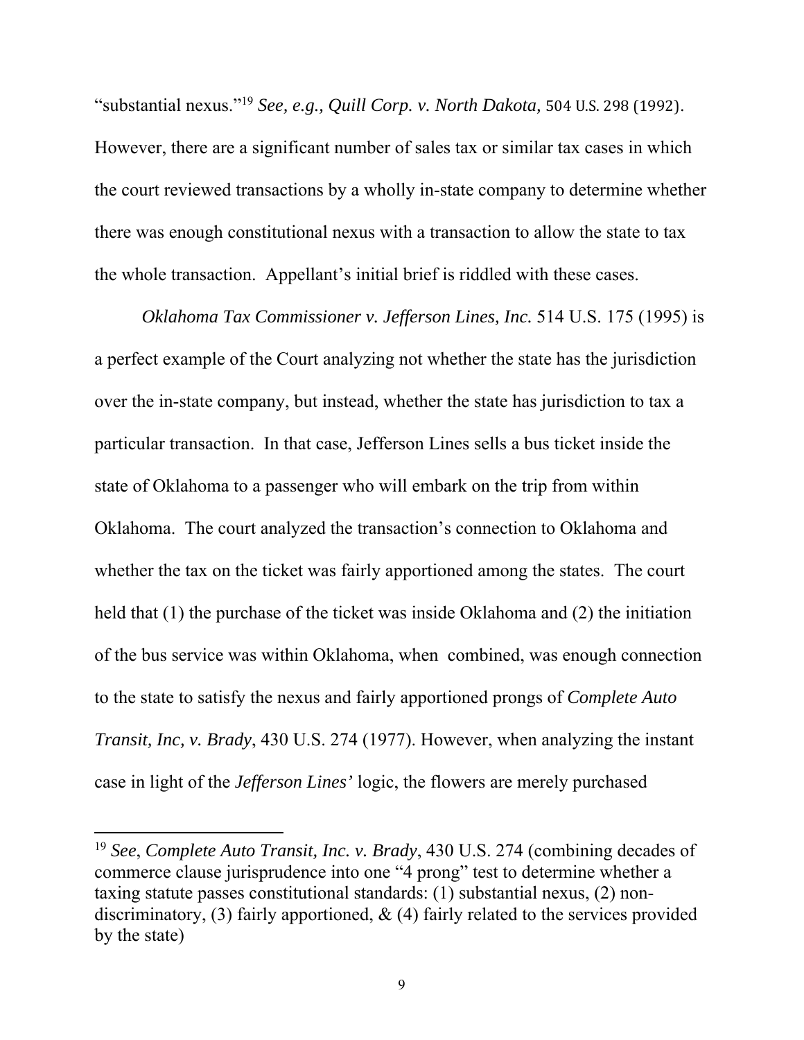"substantial nexus."[19] *See, e.g., Quill Corp. v. North Dakota,* 504 U.S. 298 (1992). However, there are a significant number of sales tax or similar tax cases in which the court reviewed transactions by a wholly in-state company to determine whether there was enough constitutional nexus with a transaction to allow the state to tax the whole transaction. Appellant's initial brief is riddled with these cases.

*Oklahoma Tax Commissioner v. Jefferson Lines, Inc.* 514 U.S. 175 (1995) is a perfect example of the Court analyzing not whether the state has the jurisdiction over the in-state company, but instead, whether the state has jurisdiction to tax a particular transaction. In that case, Jefferson Lines sells a bus ticket inside the state of Oklahoma to a passenger who will embark on the trip from within Oklahoma. The court analyzed the transaction's connection to Oklahoma and whether the tax on the ticket was fairly apportioned among the states. The court held that (1) the purchase of the ticket was inside Oklahoma and (2) the initiation of the bus service was within Oklahoma, when combined, was enough connection to the state to satisfy the nexus and fairly apportioned prongs of *Complete Auto Transit, Inc, v. Brady*, 430 U.S. 274 (1977). However, when analyzing the instant case in light of the *Jefferson Lines'* logic, the flowers are merely purchased

[19] *See*, *Complete Auto Transit, Inc. v. Brady*, 430 U.S. 274 (combining decades of commerce clause jurisprudence into one "4 prong" test to determine whether a taxing statute passes constitutional standards: (1) substantial nexus, (2) non-discriminatory, (3) fairly apportioned, & (4) fairly related to the services provided by the state)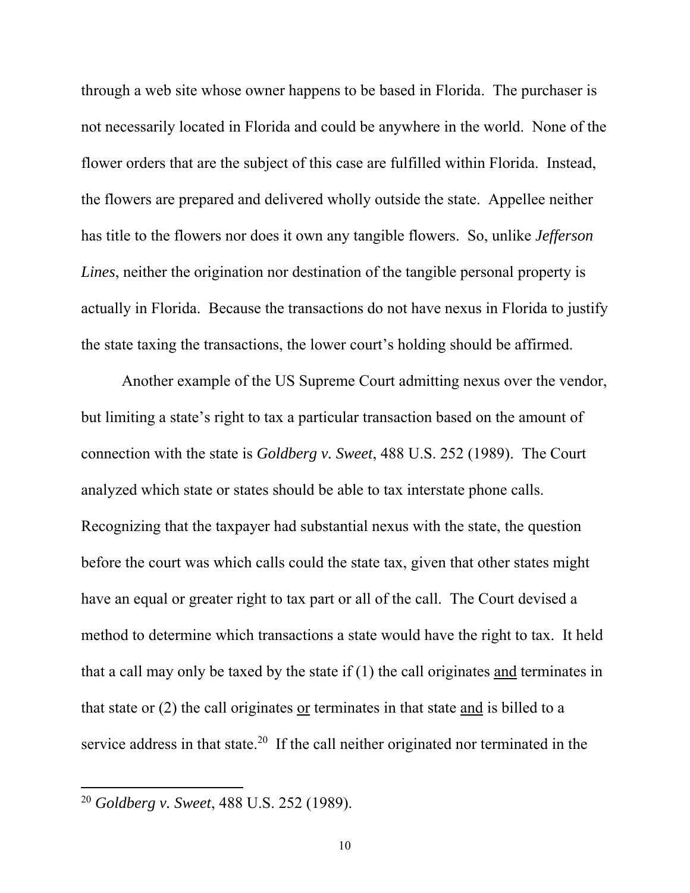through a web site whose owner happens to be based in Florida. The purchaser is not necessarily located in Florida and could be anywhere in the world. None of the flower orders that are the subject of this case are fulfilled within Florida. Instead, the flowers are prepared and delivered wholly outside the state. Appellee neither has title to the flowers nor does it own any tangible flowers. So, unlike *Jefferson Lines*, neither the origination nor destination of the tangible personal property is actually in Florida. Because the transactions do not have nexus in Florida to justify the state taxing the transactions, the lower court's holding should be affirmed.

Another example of the US Supreme Court admitting nexus over the vendor, but limiting a state's right to tax a particular transaction based on the amount of connection with the state is *Goldberg v. Sweet*, 488 U.S. 252 (1989). The Court analyzed which state or states should be able to tax interstate phone calls. Recognizing that the taxpayer had substantial nexus with the state, the question before the court was which calls could the state tax, given that other states might have an equal or greater right to tax part or all of the call. The Court devised a method to determine which transactions a state would have the right to tax. It held that a call may only be taxed by the state if (1) the call originates <u>and</u> terminates in that state or (2) the call originates <u>or</u> terminates in that state <u>and</u> is billed to a service address in that state.[20] If the call neither originated nor terminated in the

[20] *Goldberg v. Sweet*, 488 U.S. 252 (1989).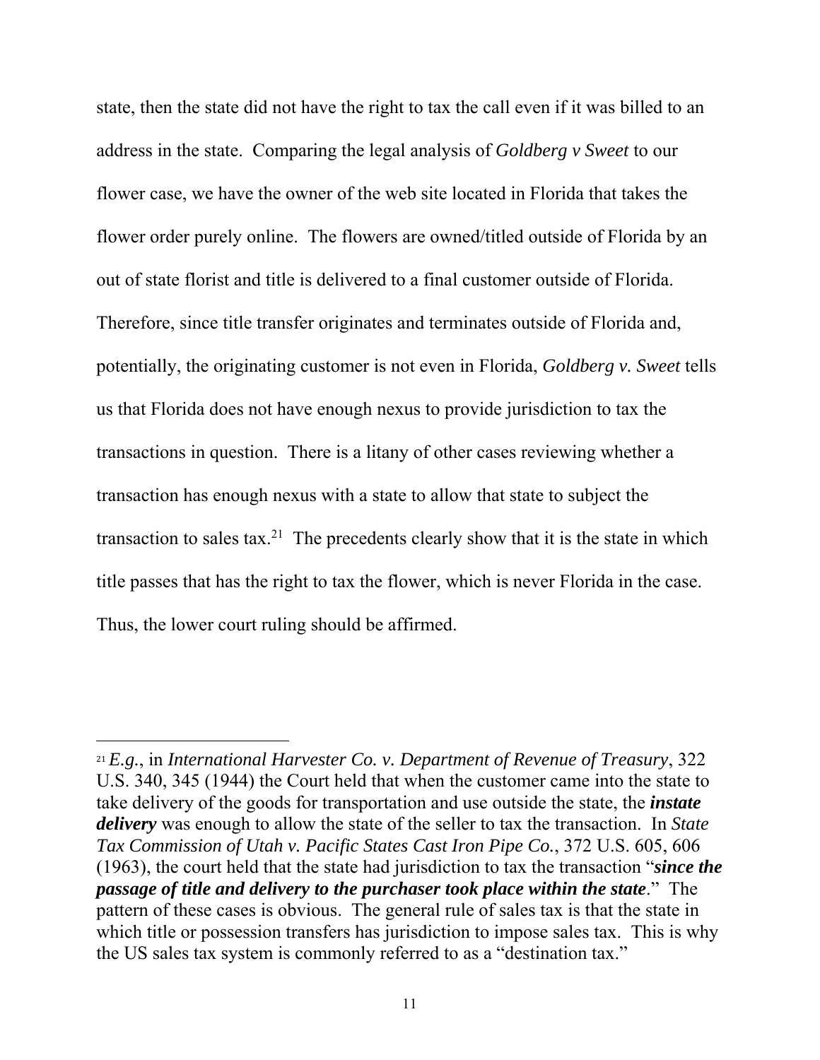state, then the state did not have the right to tax the call even if it was billed to an address in the state. Comparing the legal analysis of *Goldberg v Sweet* to our flower case, we have the owner of the web site located in Florida that takes the flower order purely online. The flowers are owned/titled outside of Florida by an out of state florist and title is delivered to a final customer outside of Florida. Therefore, since title transfer originates and terminates outside of Florida and, potentially, the originating customer is not even in Florida, *Goldberg v. Sweet* tells us that Florida does not have enough nexus to provide jurisdiction to tax the transactions in question. There is a litany of other cases reviewing whether a transaction has enough nexus with a state to allow that state to subject the transaction to sales tax.[21] The precedents clearly show that it is the state in which title passes that has the right to tax the flower, which is never Florida in the case. Thus, the lower court ruling should be affirmed.

---

[21] *E.g.*, in *International Harvester Co. v. Department of Revenue of Treasury*, 322 U.S. 340, 345 (1944) the Court held that when the customer came into the state to take delivery of the goods for transportation and use outside the state, the ***instate delivery*** was enough to allow the state of the seller to tax the transaction. In *State Tax Commission of Utah v. Pacific States Cast Iron Pipe Co.*, 372 U.S. 605, 606 (1963), the court held that the state had jurisdiction to tax the transaction "***since the passage of title and delivery to the purchaser took place within the state***." The pattern of these cases is obvious. The general rule of sales tax is that the state in which title or possession transfers has jurisdiction to impose sales tax. This is why the US sales tax system is commonly referred to as a "destination tax."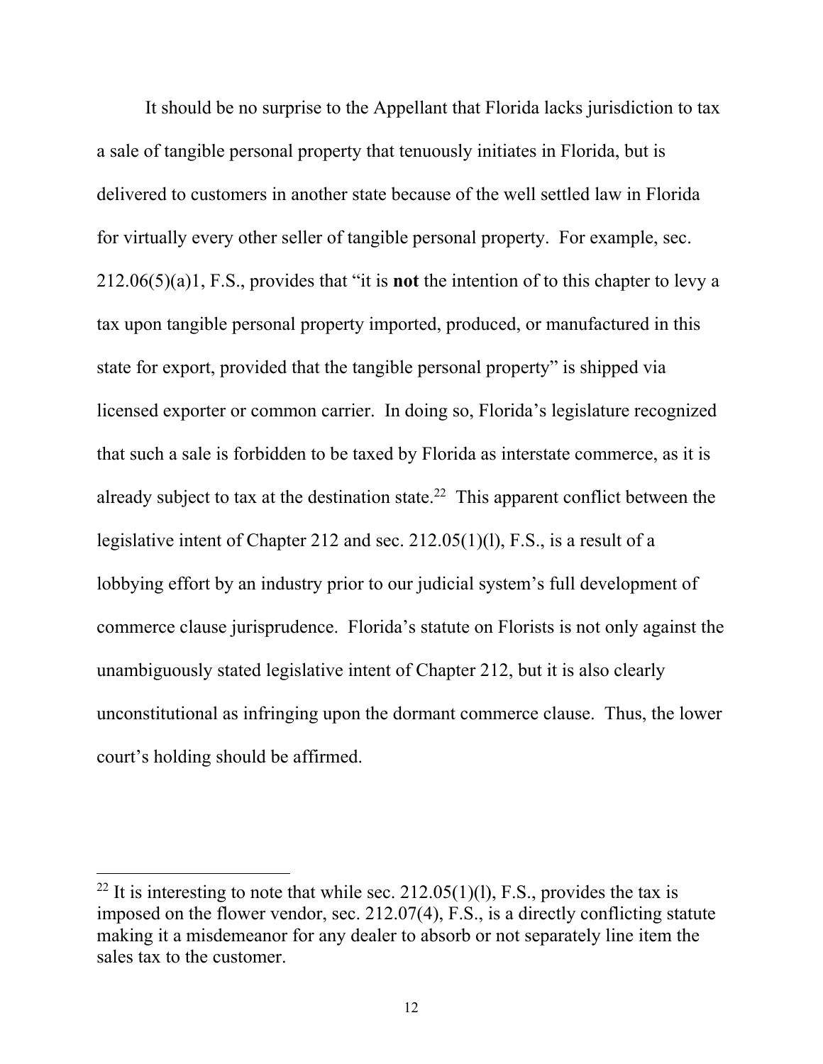It should be no surprise to the Appellant that Florida lacks jurisdiction to tax a sale of tangible personal property that tenuously initiates in Florida, but is delivered to customers in another state because of the well settled law in Florida for virtually every other seller of tangible personal property. For example, sec. 212.06(5)(a)1, F.S., provides that "it is **not** the intention of to this chapter to levy a tax upon tangible personal property imported, produced, or manufactured in this state for export, provided that the tangible personal property" is shipped via licensed exporter or common carrier. In doing so, Florida's legislature recognized that such a sale is forbidden to be taxed by Florida as interstate commerce, as it is already subject to tax at the destination state.[22] This apparent conflict between the legislative intent of Chapter 212 and sec. 212.05(1)(l), F.S., is a result of a lobbying effort by an industry prior to our judicial system's full development of commerce clause jurisprudence. Florida's statute on Florists is not only against the unambiguously stated legislative intent of Chapter 212, but it is also clearly unconstitutional as infringing upon the dormant commerce clause. Thus, the lower court's holding should be affirmed.

---

[22] It is interesting to note that while sec. 212.05(1)(l), F.S., provides the tax is imposed on the flower vendor, sec. 212.07(4), F.S., is a directly conflicting statute making it a misdemeanor for any dealer to absorb or not separately line item the sales tax to the customer.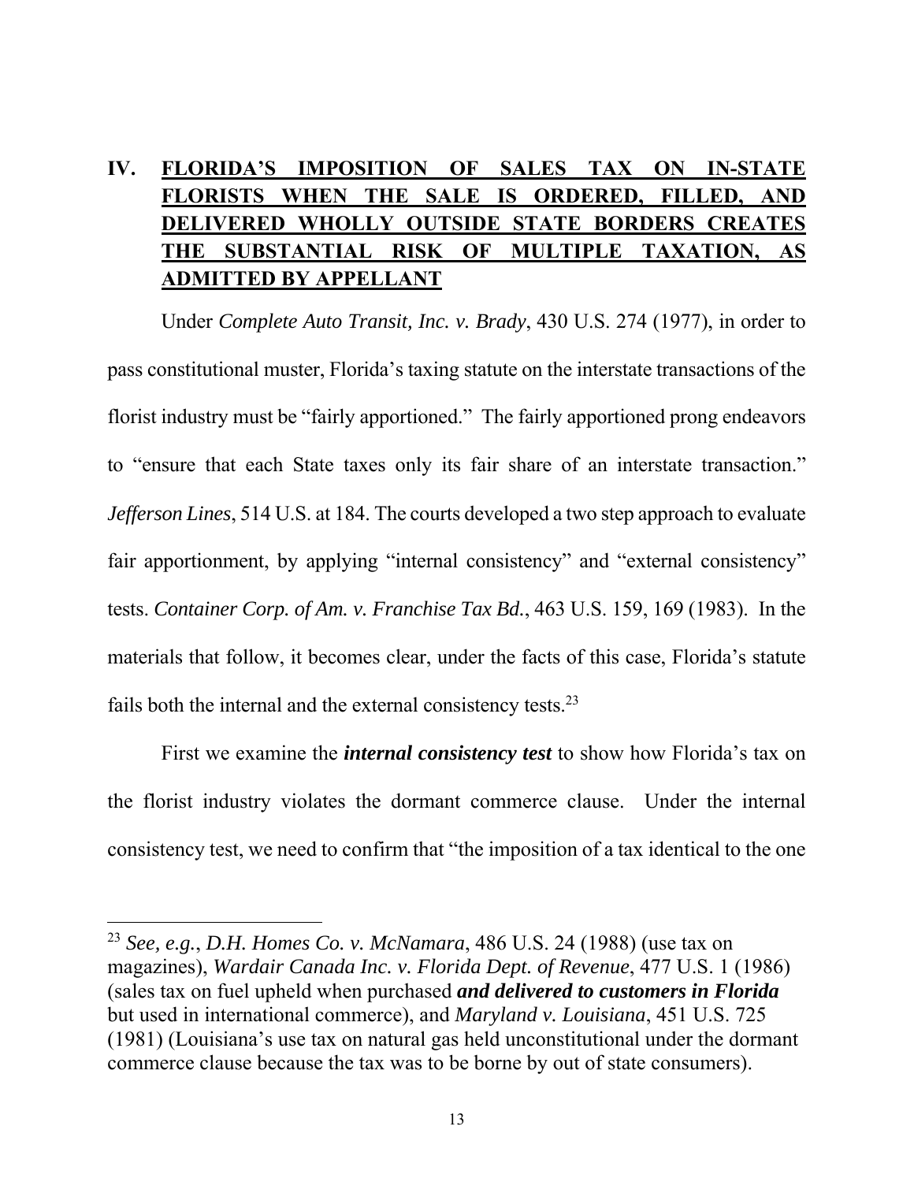## IV. FLORIDA'S IMPOSITION OF SALES TAX ON IN-STATE FLORISTS WHEN THE SALE IS ORDERED, FILLED, AND DELIVERED WHOLLY OUTSIDE STATE BORDERS CREATES THE SUBSTANTIAL RISK OF MULTIPLE TAXATION, AS ADMITTED BY APPELLANT

Under *Complete Auto Transit, Inc. v. Brady*, 430 U.S. 274 (1977), in order to pass constitutional muster, Florida's taxing statute on the interstate transactions of the florist industry must be "fairly apportioned." The fairly apportioned prong endeavors to "ensure that each State taxes only its fair share of an interstate transaction." *Jefferson Lines*, 514 U.S. at 184. The courts developed a two step approach to evaluate fair apportionment, by applying "internal consistency" and "external consistency" tests. *Container Corp. of Am. v. Franchise Tax Bd.*, 463 U.S. 159, 169 (1983). In the materials that follow, it becomes clear, under the facts of this case, Florida's statute fails both the internal and the external consistency tests.[23]

First we examine the ***internal consistency test*** to show how Florida's tax on the florist industry violates the dormant commerce clause. Under the internal consistency test, we need to confirm that "the imposition of a tax identical to the one

---

[23] *See, e.g.*, *D.H. Homes Co. v. McNamara*, 486 U.S. 24 (1988) (use tax on magazines), *Wardair Canada Inc. v. Florida Dept. of Revenue*, 477 U.S. 1 (1986) (sales tax on fuel upheld when purchased ***and delivered to customers in Florida*** but used in international commerce), and *Maryland v. Louisiana*, 451 U.S. 725 (1981) (Louisiana's use tax on natural gas held unconstitutional under the dormant commerce clause because the tax was to be borne by out of state consumers).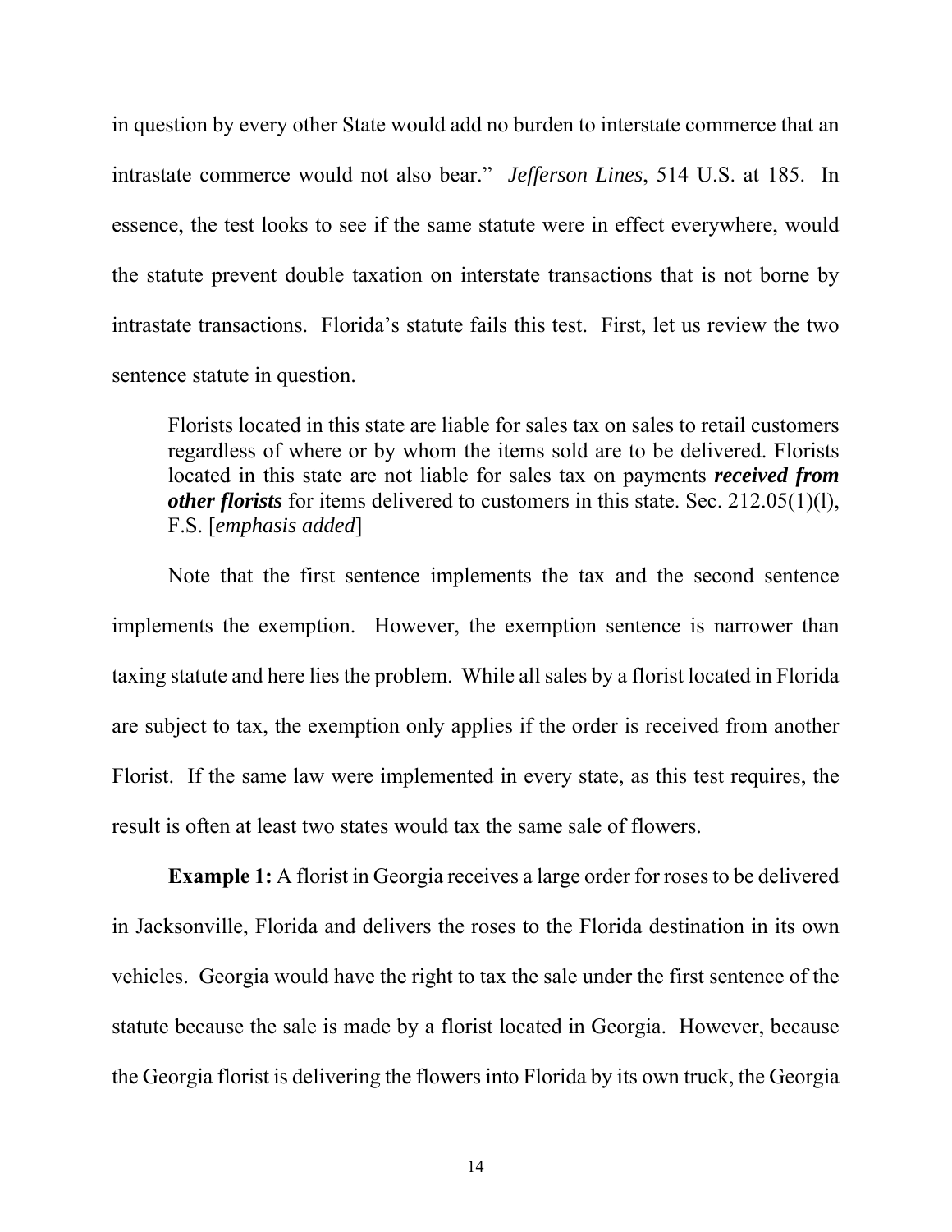in question by every other State would add no burden to interstate commerce that an intrastate commerce would not also bear." *Jefferson Lines*, 514 U.S. at 185. In essence, the test looks to see if the same statute were in effect everywhere, would the statute prevent double taxation on interstate transactions that is not borne by intrastate transactions. Florida's statute fails this test. First, let us review the two sentence statute in question.

> Florists located in this state are liable for sales tax on sales to retail customers regardless of where or by whom the items sold are to be delivered. Florists located in this state are not liable for sales tax on payments ***received from other florists*** for items delivered to customers in this state. Sec. 212.05(1)(l), F.S. [*emphasis added*]

Note that the first sentence implements the tax and the second sentence implements the exemption. However, the exemption sentence is narrower than taxing statute and here lies the problem. While all sales by a florist located in Florida are subject to tax, the exemption only applies if the order is received from another Florist. If the same law were implemented in every state, as this test requires, the result is often at least two states would tax the same sale of flowers.

**Example 1:** A florist in Georgia receives a large order for roses to be delivered in Jacksonville, Florida and delivers the roses to the Florida destination in its own vehicles. Georgia would have the right to tax the sale under the first sentence of the statute because the sale is made by a florist located in Georgia. However, because the Georgia florist is delivering the flowers into Florida by its own truck, the Georgia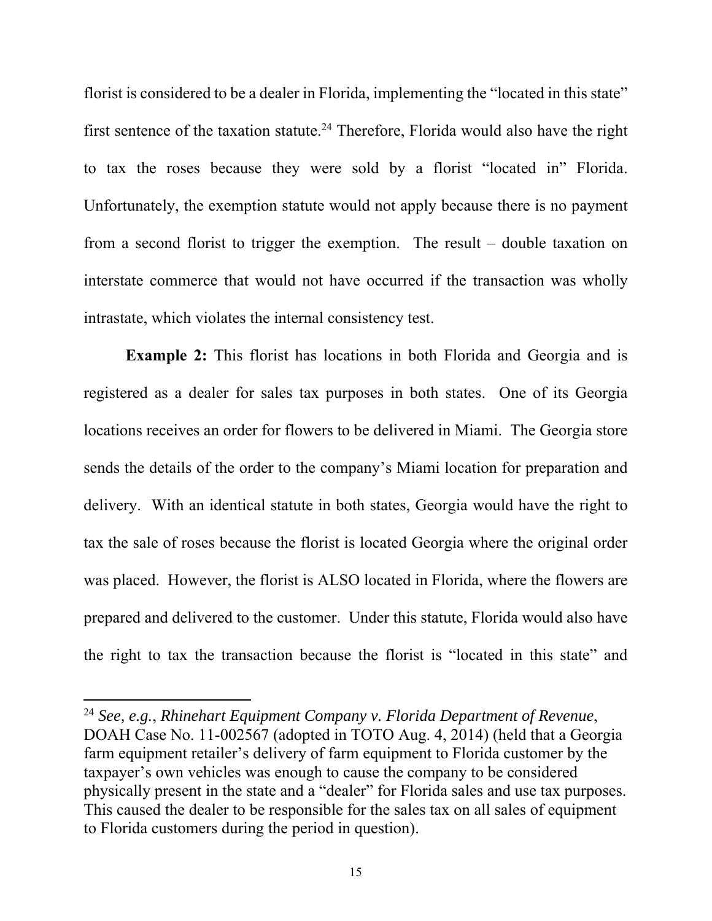florist is considered to be a dealer in Florida, implementing the "located in this state" first sentence of the taxation statute.[24] Therefore, Florida would also have the right to tax the roses because they were sold by a florist "located in" Florida. Unfortunately, the exemption statute would not apply because there is no payment from a second florist to trigger the exemption. The result – double taxation on interstate commerce that would not have occurred if the transaction was wholly intrastate, which violates the internal consistency test.

**Example 2:** This florist has locations in both Florida and Georgia and is registered as a dealer for sales tax purposes in both states. One of its Georgia locations receives an order for flowers to be delivered in Miami. The Georgia store sends the details of the order to the company's Miami location for preparation and delivery. With an identical statute in both states, Georgia would have the right to tax the sale of roses because the florist is located Georgia where the original order was placed. However, the florist is ALSO located in Florida, where the flowers are prepared and delivered to the customer. Under this statute, Florida would also have the right to tax the transaction because the florist is "located in this state" and

---

[24] *See, e.g.*, *Rhinehart Equipment Company v. Florida Department of Revenue*, DOAH Case No. 11-002567 (adopted in TOTO Aug. 4, 2014) (held that a Georgia farm equipment retailer's delivery of farm equipment to Florida customer by the taxpayer's own vehicles was enough to cause the company to be considered physically present in the state and a "dealer" for Florida sales and use tax purposes. This caused the dealer to be responsible for the sales tax on all sales of equipment to Florida customers during the period in question).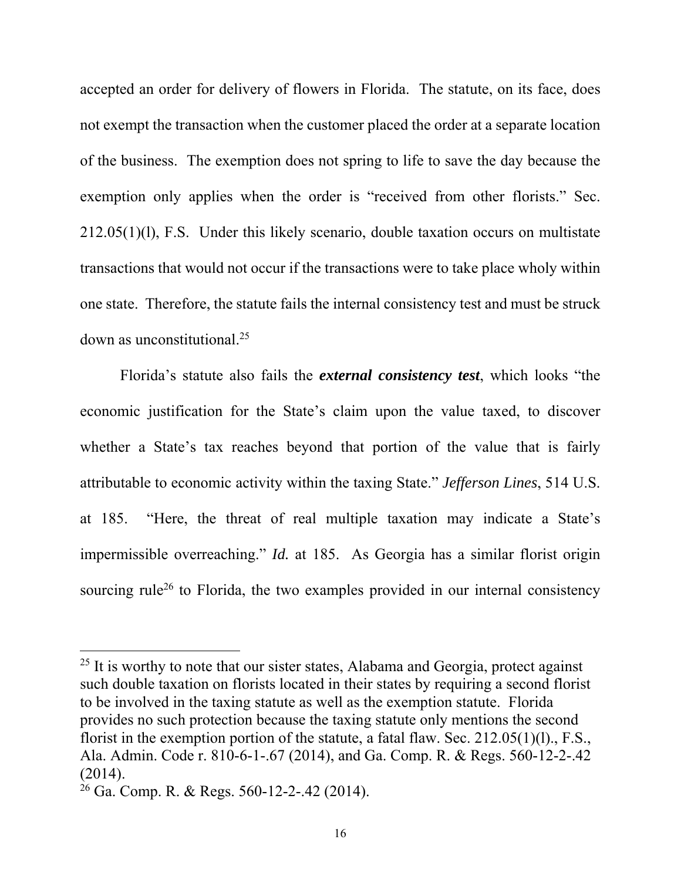accepted an order for delivery of flowers in Florida. The statute, on its face, does not exempt the transaction when the customer placed the order at a separate location of the business. The exemption does not spring to life to save the day because the exemption only applies when the order is "received from other florists." Sec. 212.05(1)(l), F.S. Under this likely scenario, double taxation occurs on multistate transactions that would not occur if the transactions were to take place wholy within one state. Therefore, the statute fails the internal consistency test and must be struck down as unconstitutional.[25]

Florida's statute also fails the ***external consistency test***, which looks "the economic justification for the State's claim upon the value taxed, to discover whether a State's tax reaches beyond that portion of the value that is fairly attributable to economic activity within the taxing State." *Jefferson Lines*, 514 U.S. at 185. "Here, the threat of real multiple taxation may indicate a State's impermissible overreaching." *Id.* at 185. As Georgia has a similar florist origin sourcing rule[26] to Florida, the two examples provided in our internal consistency

---

[25] It is worthy to note that our sister states, Alabama and Georgia, protect against such double taxation on florists located in their states by requiring a second florist to be involved in the taxing statute as well as the exemption statute. Florida provides no such protection because the taxing statute only mentions the second florist in the exemption portion of the statute, a fatal flaw. Sec. 212.05(1)(l)., F.S., Ala. Admin. Code r. 810-6-1-.67 (2014), and Ga. Comp. R. & Regs. 560-12-2-.42 (2014).

[26] Ga. Comp. R. & Regs. 560-12-2-.42 (2014).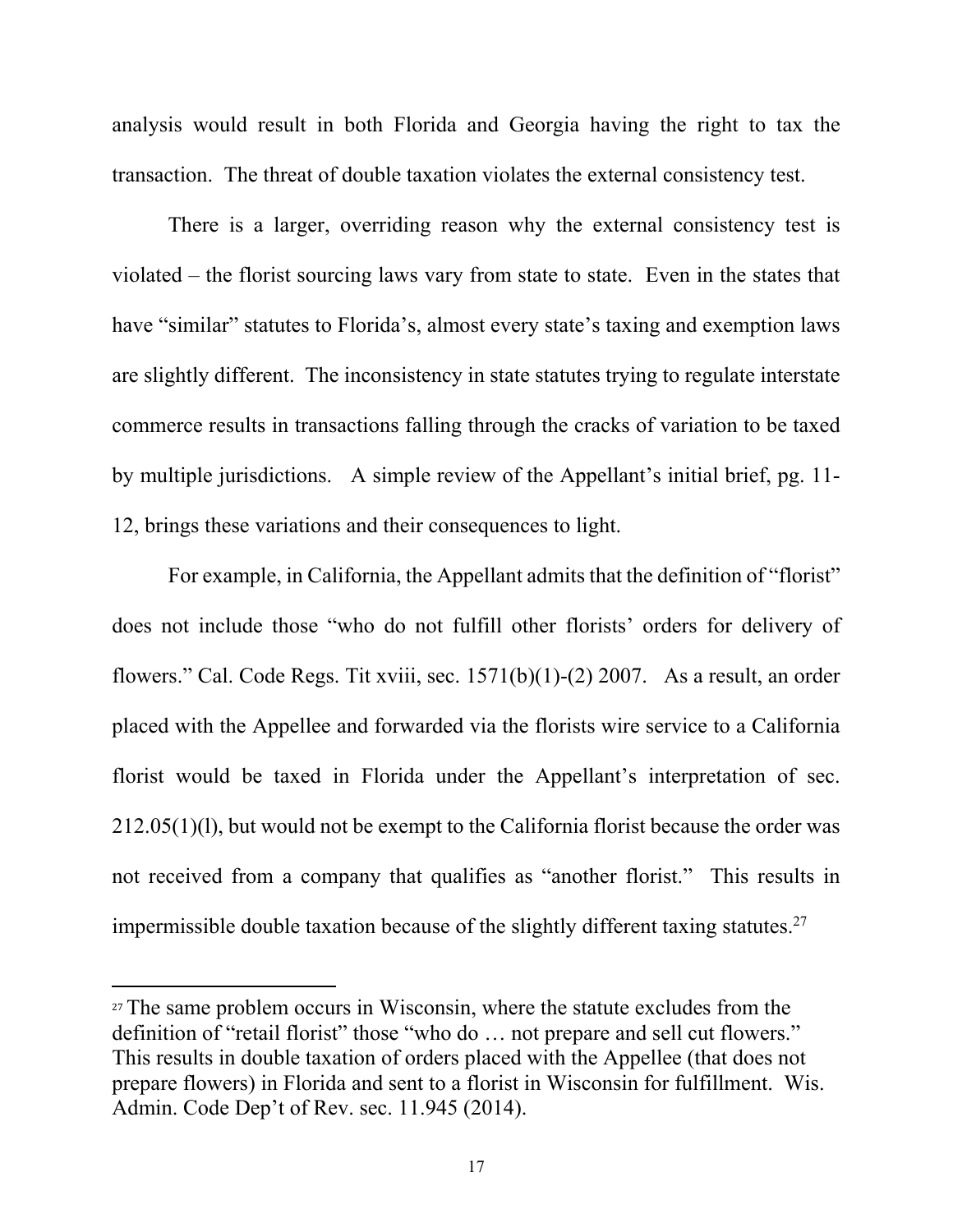analysis would result in both Florida and Georgia having the right to tax the transaction. The threat of double taxation violates the external consistency test.

There is a larger, overriding reason why the external consistency test is violated – the florist sourcing laws vary from state to state. Even in the states that have "similar" statutes to Florida's, almost every state's taxing and exemption laws are slightly different. The inconsistency in state statutes trying to regulate interstate commerce results in transactions falling through the cracks of variation to be taxed by multiple jurisdictions. A simple review of the Appellant's initial brief, pg. 11-12, brings these variations and their consequences to light.

For example, in California, the Appellant admits that the definition of "florist" does not include those "who do not fulfill other florists' orders for delivery of flowers." Cal. Code Regs. Tit xviii, sec. 1571(b)(1)-(2) 2007. As a result, an order placed with the Appellee and forwarded via the florists wire service to a California florist would be taxed in Florida under the Appellant's interpretation of sec. 212.05(1)(l), but would not be exempt to the California florist because the order was not received from a company that qualifies as "another florist." This results in impermissible double taxation because of the slightly different taxing statutes.[27]

---

[27] The same problem occurs in Wisconsin, where the statute excludes from the definition of "retail florist" those "who do … not prepare and sell cut flowers." This results in double taxation of orders placed with the Appellee (that does not prepare flowers) in Florida and sent to a florist in Wisconsin for fulfillment. Wis. Admin. Code Dep't of Rev. sec. 11.945 (2014).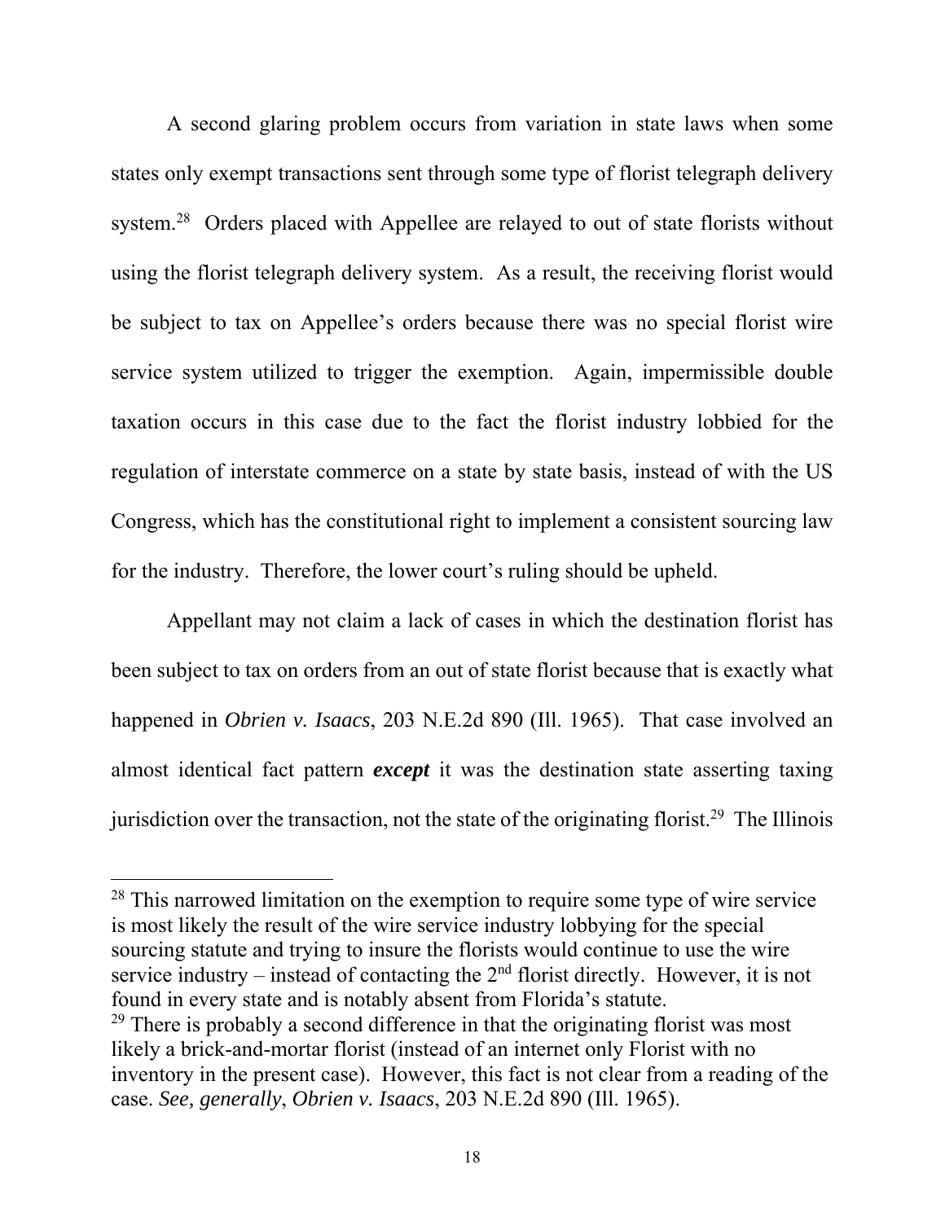A second glaring problem occurs from variation in state laws when some states only exempt transactions sent through some type of florist telegraph delivery system.[28] Orders placed with Appellee are relayed to out of state florists without using the florist telegraph delivery system. As a result, the receiving florist would be subject to tax on Appellee's orders because there was no special florist wire service system utilized to trigger the exemption. Again, impermissible double taxation occurs in this case due to the fact the florist industry lobbied for the regulation of interstate commerce on a state by state basis, instead of with the US Congress, which has the constitutional right to implement a consistent sourcing law for the industry. Therefore, the lower court's ruling should be upheld.

Appellant may not claim a lack of cases in which the destination florist has been subject to tax on orders from an out of state florist because that is exactly what happened in *Obrien v. Isaacs*, 203 N.E.2d 890 (Ill. 1965). That case involved an almost identical fact pattern ***except*** it was the destination state asserting taxing jurisdiction over the transaction, not the state of the originating florist.[29] The Illinois

---

[28] This narrowed limitation on the exemption to require some type of wire service is most likely the result of the wire service industry lobbying for the special sourcing statute and trying to insure the florists would continue to use the wire service industry – instead of contacting the 2nd florist directly. However, it is not found in every state and is notably absent from Florida's statute.

[29] There is probably a second difference in that the originating florist was most likely a brick-and-mortar florist (instead of an internet only Florist with no inventory in the present case). However, this fact is not clear from a reading of the case. *See, generally*, *Obrien v. Isaacs*, 203 N.E.2d 890 (Ill. 1965).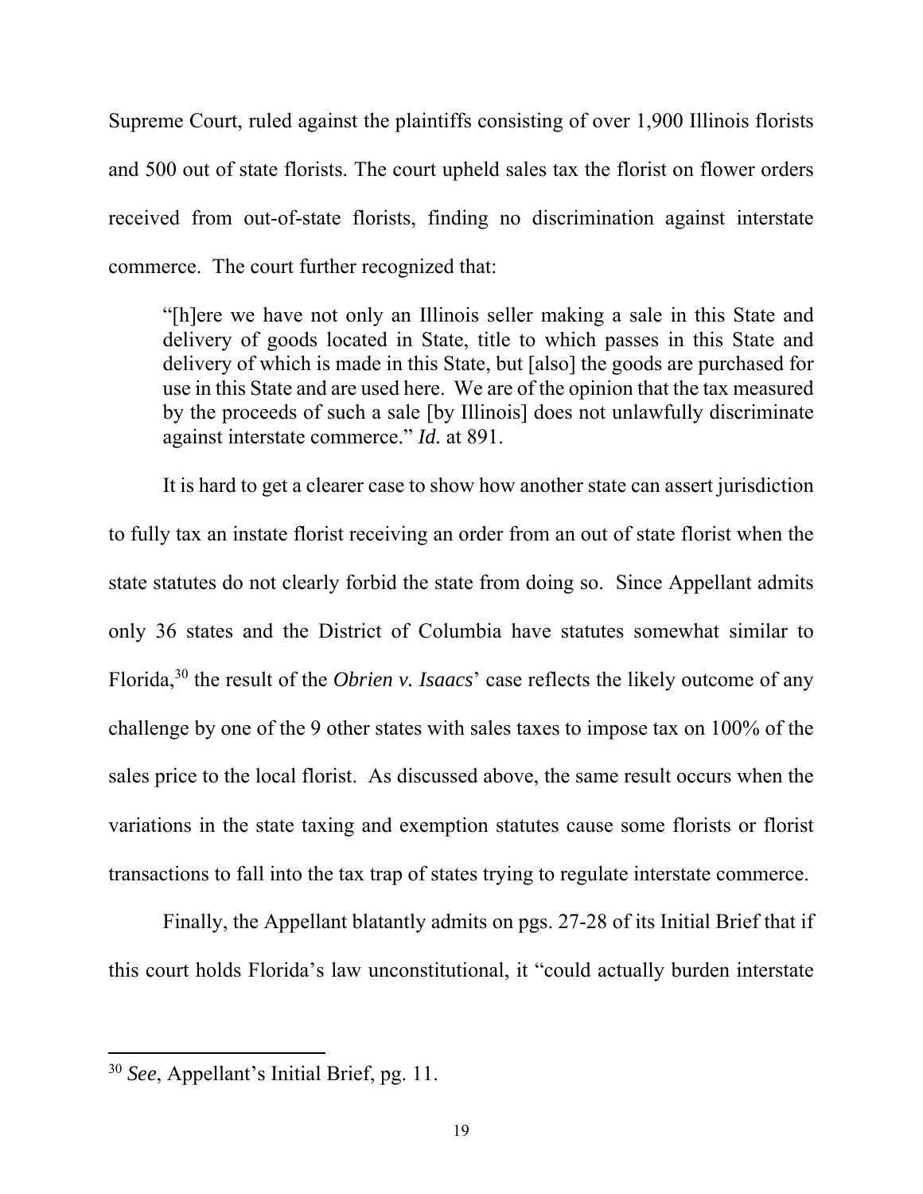Supreme Court, ruled against the plaintiffs consisting of over 1,900 Illinois florists and 500 out of state florists. The court upheld sales tax the florist on flower orders received from out-of-state florists, finding no discrimination against interstate commerce. The court further recognized that:

> "[h]ere we have not only an Illinois seller making a sale in this State and delivery of goods located in State, title to which passes in this State and delivery of which is made in this State, but [also] the goods are purchased for use in this State and are used here. We are of the opinion that the tax measured by the proceeds of such a sale [by Illinois] does not unlawfully discriminate against interstate commerce." *Id.* at 891.

It is hard to get a clearer case to show how another state can assert jurisdiction to fully tax an instate florist receiving an order from an out of state florist when the state statutes do not clearly forbid the state from doing so. Since Appellant admits only 36 states and the District of Columbia have statutes somewhat similar to Florida,[30] the result of the *Obrien v. Isaacs*' case reflects the likely outcome of any challenge by one of the 9 other states with sales taxes to impose tax on 100% of the sales price to the local florist. As discussed above, the same result occurs when the variations in the state taxing and exemption statutes cause some florists or florist transactions to fall into the tax trap of states trying to regulate interstate commerce.

Finally, the Appellant blatantly admits on pgs. 27-28 of its Initial Brief that if this court holds Florida's law unconstitutional, it "could actually burden interstate

---

[30] *See*, Appellant's Initial Brief, pg. 11.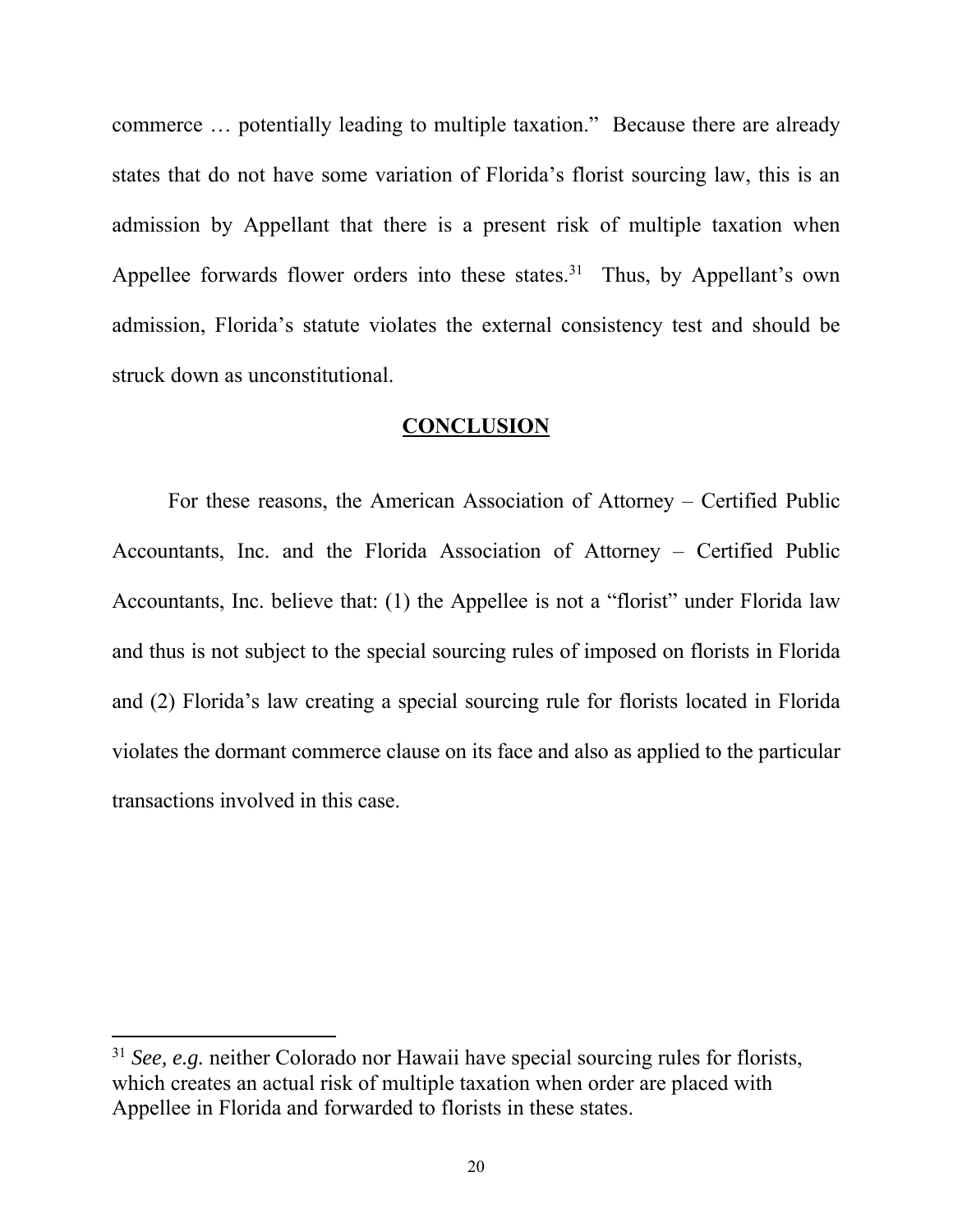commerce … potentially leading to multiple taxation." Because there are already states that do not have some variation of Florida's florist sourcing law, this is an admission by Appellant that there is a present risk of multiple taxation when Appellee forwards flower orders into these states.[31] Thus, by Appellant's own admission, Florida's statute violates the external consistency test and should be struck down as unconstitutional.

## CONCLUSION

For these reasons, the American Association of Attorney – Certified Public Accountants, Inc. and the Florida Association of Attorney – Certified Public Accountants, Inc. believe that: (1) the Appellee is not a "florist" under Florida law and thus is not subject to the special sourcing rules of imposed on florists in Florida and (2) Florida's law creating a special sourcing rule for florists located in Florida violates the dormant commerce clause on its face and also as applied to the particular transactions involved in this case.

---

[31] *See, e.g.* neither Colorado nor Hawaii have special sourcing rules for florists, which creates an actual risk of multiple taxation when order are placed with Appellee in Florida and forwarded to florists in these states.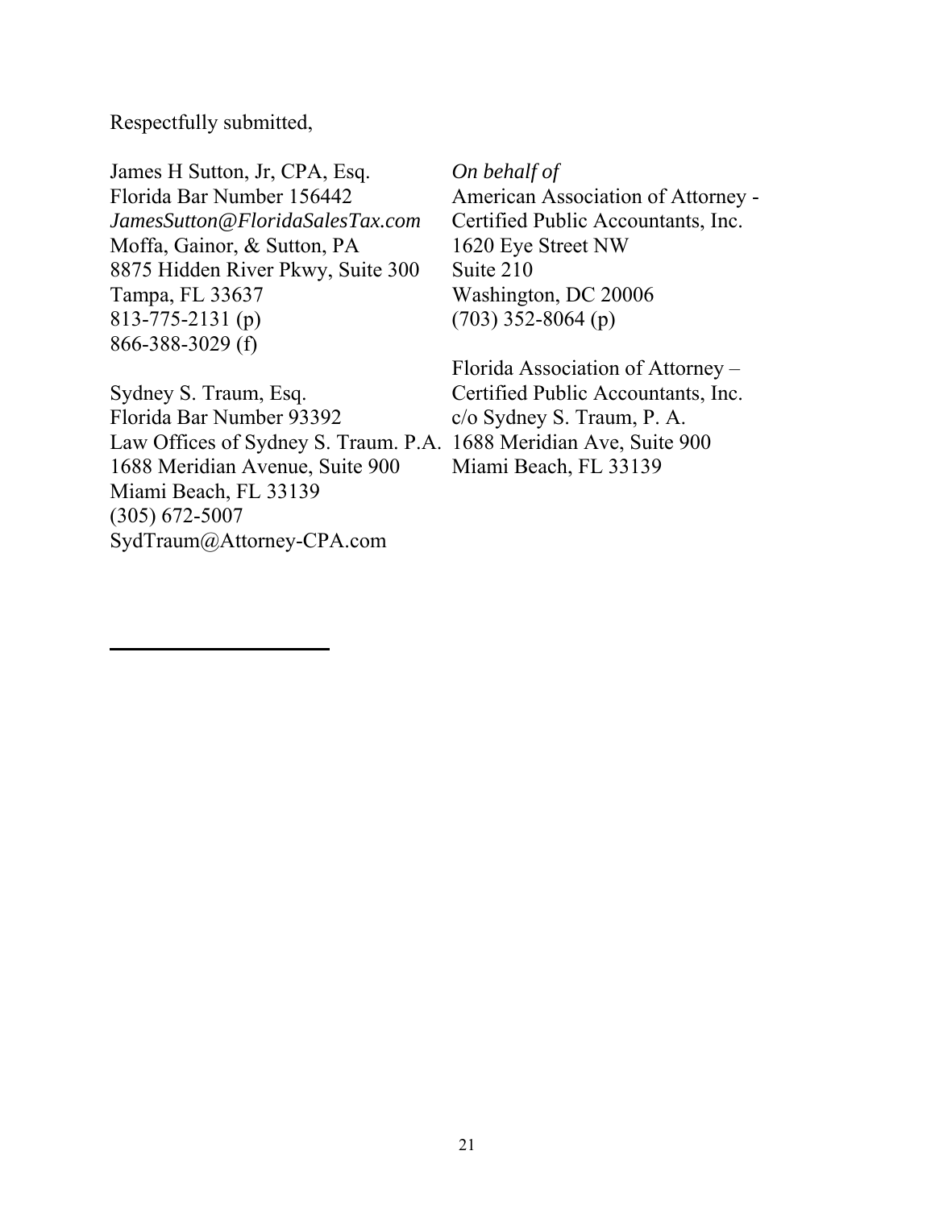Respectfully submitted,

James H Sutton, Jr, CPA, Esq.
Florida Bar Number 156442
*JamesSutton@FloridaSalesTax.com*
Moffa, Gainor, & Sutton, PA
8875 Hidden River Pkwy, Suite 300
Tampa, FL 33637
813-775-2131 (p)
866-388-3029 (f)

Sydney S. Traum, Esq.
Florida Bar Number 93392
Law Offices of Sydney S. Traum. P.A.
1688 Meridian Avenue, Suite 900
Miami Beach, FL 33139
(305) 672-5007
SydTraum@Attorney-CPA.com

*On behalf of*
American Association of Attorney - Certified Public Accountants, Inc.
1620 Eye Street NW
Suite 210
Washington, DC 20006
(703) 352-8064 (p)

Florida Association of Attorney – Certified Public Accountants, Inc.
c/o Sydney S. Traum, P. A.
1688 Meridian Ave, Suite 900
Miami Beach, FL 33139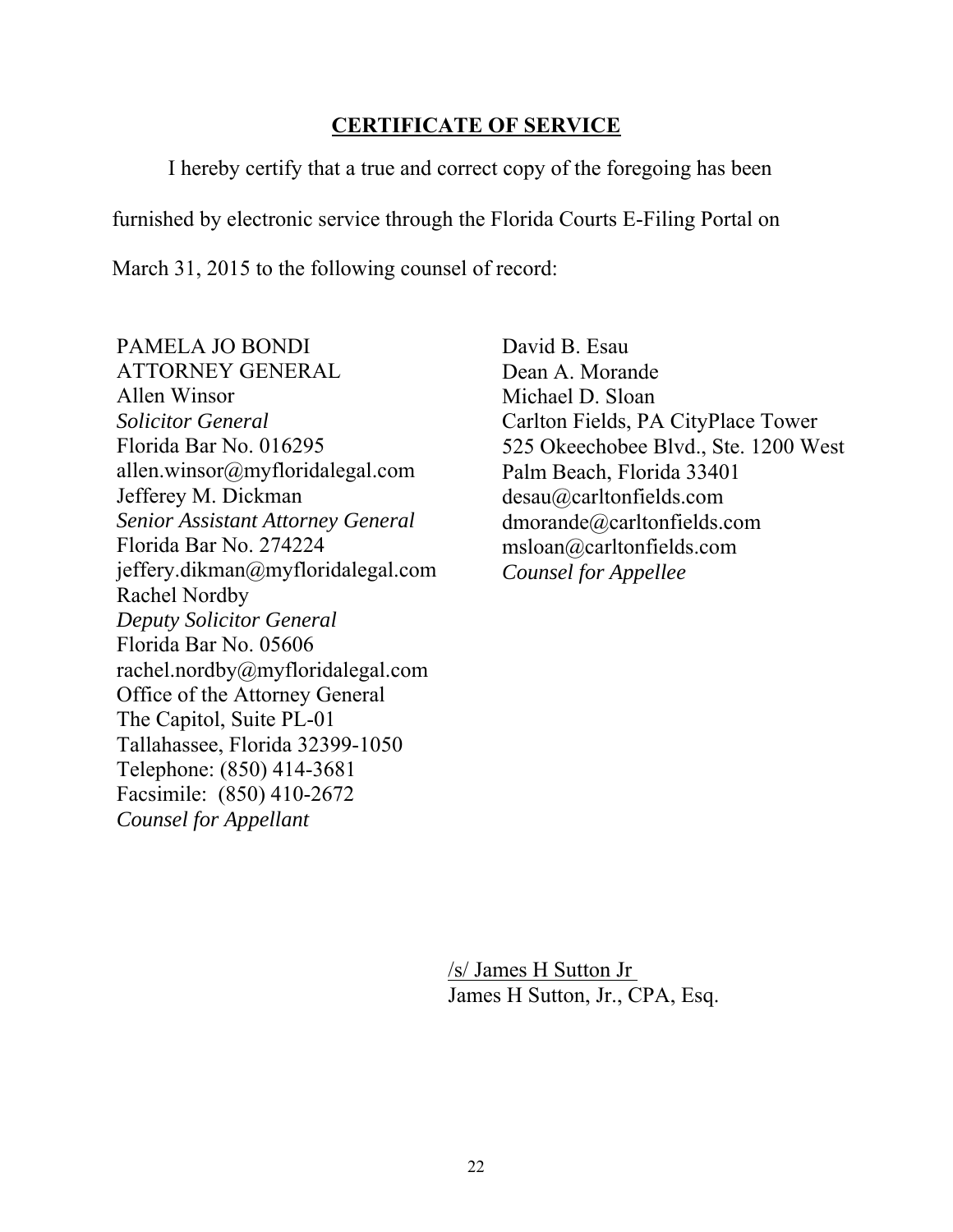## **CERTIFICATE OF SERVICE**

I hereby certify that a true and correct copy of the foregoing has been furnished by electronic service through the Florida Courts E-Filing Portal on March 31, 2015 to the following counsel of record:

PAMELA JO BONDI
ATTORNEY GENERAL
Allen Winsor
*Solicitor General*
Florida Bar No. 016295
allen.winsor@myfloridalegal.com
Jefferey M. Dickman
*Senior Assistant Attorney General*
Florida Bar No. 274224
jeffery.dikman@myfloridalegal.com
Rachel Nordby
*Deputy Solicitor General*
Florida Bar No. 05606
rachel.nordby@myfloridalegal.com
Office of the Attorney General
The Capitol, Suite PL-01
Tallahassee, Florida 32399-1050
Telephone: (850) 414-3681
Facsimile: (850) 410-2672
*Counsel for Appellant*

David B. Esau
Dean A. Morande
Michael D. Sloan
Carlton Fields, PA CityPlace Tower
525 Okeechobee Blvd., Ste. 1200 West
Palm Beach, Florida 33401
desau@carltonfields.com
dmorande@carltonfields.com
msloan@carltonfields.com
*Counsel for Appellee*

/s/ James H Sutton Jr
James H Sutton, Jr., CPA, Esq.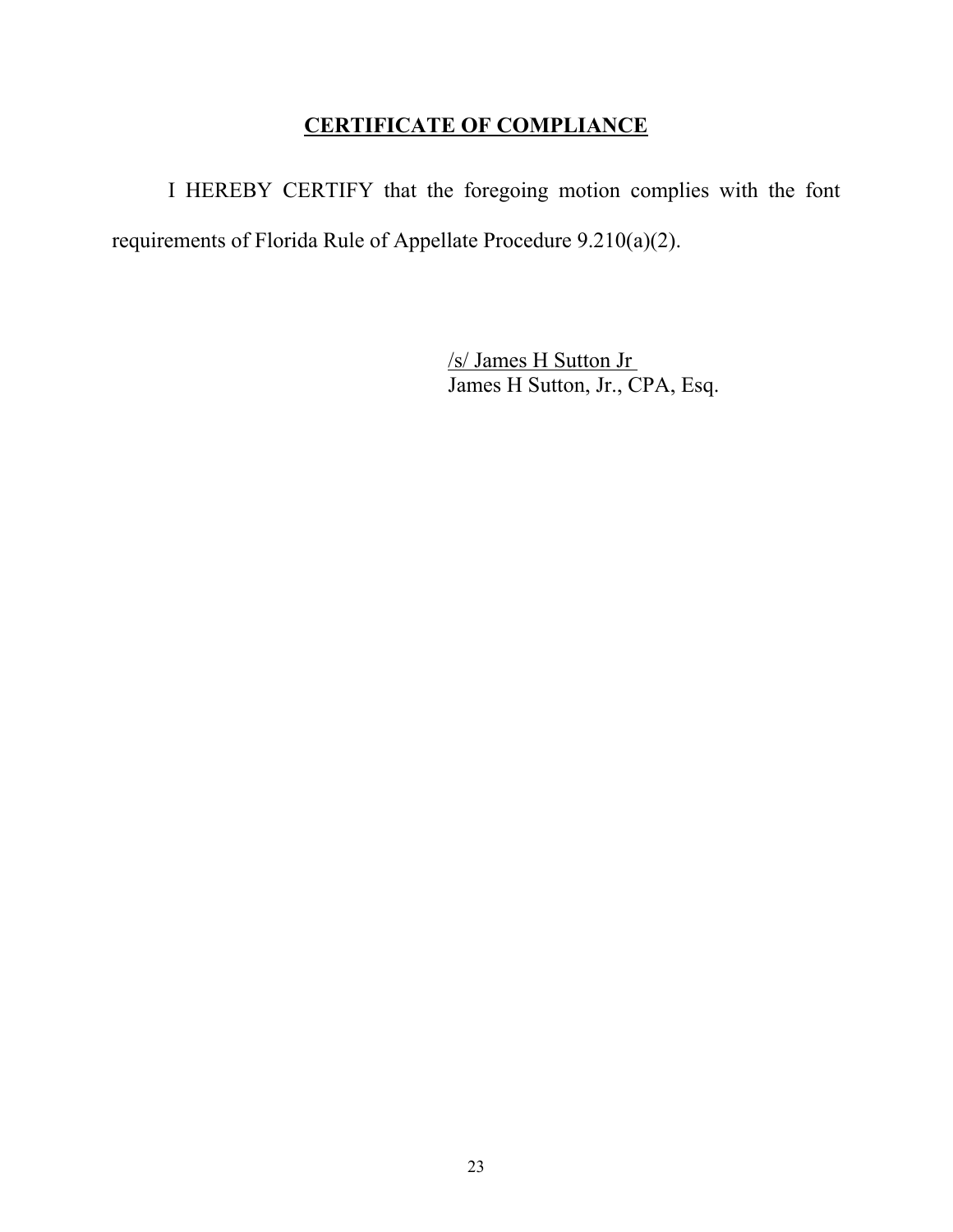## **CERTIFICATE OF COMPLIANCE**

I HEREBY CERTIFY that the foregoing motion complies with the font requirements of Florida Rule of Appellate Procedure 9.210(a)(2).

/s/ James H Sutton Jr  
James H Sutton, Jr., CPA, Esq.